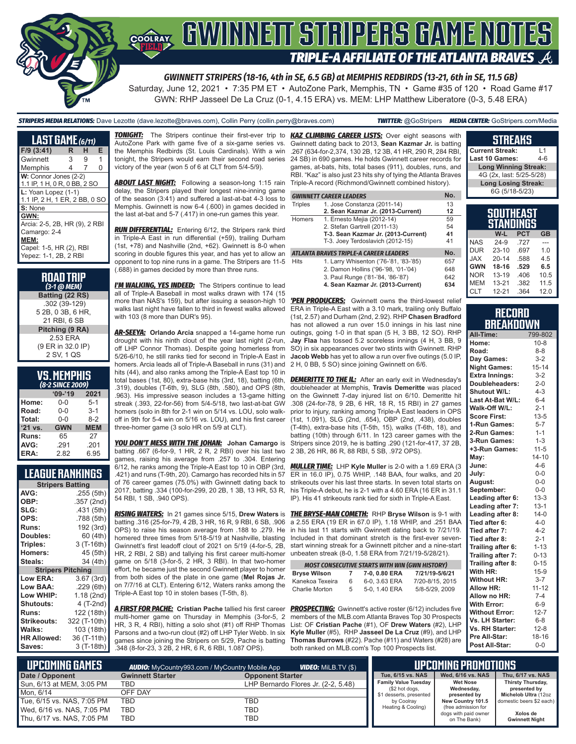# GWINNETT STRIPERS GAME NOTES

## TRIPLE-A AFFILIATE OF THE ATLANTA BRAVES

**GWINNETT STRIPERS (18-16, 4th in SE, 6.5 GB) at MEMPHIS REDBIRDS (13-21, 6th in SE, 11.5 GB)**

Saturday, June 12, 2021 • 7:35 PM ET • AutoZone Park, Memphis, TN • Game #35 of 120 • Road Game #17

GWN: RHP Jasseel De La Cruz (0-1, 4.15 ERA) vs. MEM: LHP Matthew Liberatore (0-3, 5.48 ERA)

**STRIPERS MEDIA RELATIONS:** Dave Lezotte (dave.lezotte@braves.com), Collin Perry (collin.perry@braves.com) **TWITTER:** @GoStripers **MEDIA CENTER:** GoStripers.com/Media

## LAST GAME (6/11)

| F/9 (3:41) | R | H | E |
|---|---|---|---|
| Gwinnett | 3 | 9 | 1 |
| Memphis | 4 | 7 | 0 |

**W:** Connor Jones (2-2)
1.1 IP, 1 H, 0 R, 0 BB, 2 SO

**L:** Yoan Lopez (1-1)
1.1 IP, 2 H, 1 ER, 2 BB, 0 SO

**S:** None

**GWN:**
Arcia: 2-5, 2B, HR (9), 2 RBI
Camargo: 2-4

**MEM:**
Capel: 1-5, HR (2), RBI
Yepez: 1-1, 2B, 2 RBI

## ROAD TRIP
*(3-1 @ MEM)*

**Batting (22 RS)**
.302 (39-129)
5 2B, 0 3B, 6 HR,
21 RBI, 6 SB

**Pitching (9 RA)**
2.53 ERA
(9 ER in 32.0 IP)
2 SV, 1 QS

## VS. MEMPHIS
*(8-2 SINCE 2009)*

| | '09-'19 | 2021 |
|---|---|---|
| Home: | 0-0 | 5-1 |
| Road: | 0-0 | 3-1 |
| Total: | 0-0 | 8-2 |
| '21 vs. | GWN | MEM |
| Runs: | 65 | 27 |
| AVG: | .291 | .201 |
| ERA: | 2.82 | 6.95 |

## LEAGUE RANKINGS

| Stripers Batting | |
|---|---|
| AVG: | .255 (5th) |
| OBP: | .357 (2nd) |
| SLG: | .431 (5th) |
| OPS: | .788 (5th) |
| Runs: | 192 (3rd) |
| Doubles: | 60 (4th) |
| Triples: | 3 (T-16th) |
| Homers: | 45 (5th) |
| Steals: | 34 (4th) |
| **Stripers Pitching** | |
| Low ERA: | 3.67 (3rd) |
| Low BAA: | .229 (6th) |
| Low WHIP: | 1.18 (2nd) |
| Shutouts: | 4 (T-2nd) |
| Runs: | 122 (18th) |
| Strikeouts: | 322 (T-10th) |
| Walks: | 103 (18th) |
| HR Allowed: | 36 (T-11th) |
| Saves: | 3 (T-18th) |

***TONIGHT:*** The Stripers continue their first-ever trip to AutoZone Park with game five of a six-game series vs. the Memphis Redbirds (St. Louis Cardinals). With a win tonight, the Stripers would earn their second road series victory of the year (won 5 of 6 at CLT from 5/4-5/9).

***ABOUT LAST NIGHT:*** Following a season-long 1:15 rain delay, the Stripers played their longest nine-inning game of the season (3:41) and suffered a last-at-bat 4-3 loss to Memphis. Gwinnett is now 6-4 (.600) in games decided in the last at-bat and 5-7 (.417) in one-run games this year.

***RUN DIFFERENTIAL:*** Entering 6/12, the Stripers rank third in Triple-A East in run differential (+59), trailing Durham (1st, +78) and Nashville (2nd, +62). Gwinnett is 8-0 when scoring in double figures this year, and has yet to allow an opponent to top nine runs in a game. The Stripers are 11-5 (.688) in games decided by more than three runs.

***I'M WALKING, YES INDEED:*** The Stripers continue to lead all of Triple-A Baseball in most walks drawn with 174 (15 more than NAS's 159), but after issuing a season-high 10 walks last night have fallen to third in fewest walks allowed with 103 (8 more than DUR's 95).

***AR-SEEYA:*** **Orlando Arcia** snapped a 14-game home run drought with his ninth clout of the year last night (2-run, off LHP Connor Thomas). Despite going homerless from 5/26-6/10, he still ranks tied for second in Triple-A East in homers. Arcia leads all of Triple-A Baseball in runs (31) and hits (44), and also ranks among the Triple-A East top 10 in total bases (1st, 80), extra-base hits (3rd, 18), batting (6th, .319), doubles (T-6th, 9), SLG (8th, .580), and OPS (8th, .963). His impressive season includes a 13-game hitting streak (.393, 22-for-56) from 5/4-5/18, two last-at-bat GW homers (solo in 8th for 2-1 win on 5/14 vs. LOU, solo walk-off in 9th for 5-4 win on 5/16 vs. LOU), and his first career three-homer game (3 solo HR on 5/9 at CLT).

***YOU DON'T MESS WITH THE JOHAN:*** **Johan Camargo** is batting .667 (6-for-9, 1 HR, 2 R, 2 RBI) over his last two games, raising his average from .257 to .304. Entering 6/12, he ranks among the Triple-A East top 10 in OBP (3rd, .421) and runs (T-9th, 20). Camargo has recorded hits in 57 of 76 career games (75.0%) with Gwinnett dating back to 2017, batting .334 (100-for-299, 20 2B, 1 3B, 13 HR, 53 R, 54 RBI, 1 SB, .940 OPS).

***RISING WATERS:*** In 21 games since 5/15, **Drew Waters** is batting .316 (25-for-79, 4 2B, 3 HR, 16 R, 9 RBI, 6 SB, .906 OPS) to raise his season average from .188 to .279. He homered three times from 5/18-5/19 at Nashville, blasting Gwinnett's first leadoff clout of 2021 on 5/19 (4-for-5, 2B, HR, 2 RBI, 2 SB) and tallying his first career multi-homer game on 5/18 (3-for-5, 2 HR, 3 RBI). In that two-homer effort, he became just the second Gwinnett player to homer from both sides of the plate in one game (**Mel Rojas Jr.** on 7/7/16 at CLT). Entering 6/12, Waters ranks among the Triple-A East top 10 in stolen bases (T-5th, 8).

***A FIRST FOR PACHE:*** **Cristian Pache** tallied his first career multi-homer game on Thursday in Memphis (3-for-5, 2 HR, 3 R, 4 RBI), hitting a solo shot (#1) off RHP Thomas Parsons and a two-run clout (#2) off LHP Tyler Webb. In six games since joining the Stripers on 5/29, Pache is batting .348 (8-for-23, 3 2B, 2 HR, 6 R, 6 RBI, 1.087 OPS).

***KAZ CLIMBING CAREER LISTS:*** Over eight seasons with Gwinnett dating back to 2013, **Sean Kazmar Jr.** is batting .267 (634-for-2,374, 130 2B, 12 3B, 41 HR, 290 R, 284 RBI, 24 SB) in 690 games. He holds Gwinnett career records for games, at-bats, hits, total bases (911), doubles, runs, and RBI. "Kaz" is also just 23 hits shy of tying the Atlanta Braves Triple-A record (Richmond/Gwinnett combined history).

| GWINNETT CAREER LEADERS | | No. |
|---|---|---|
| Triples | 1. Jose Constanza (2011-14) | 13 |
| | **2. Sean Kazmar Jr. (2013-Current)** | **12** |
| Homers | 1. Ernesto Mejia (2012-14) | 59 |
| | 2. Stefan Gartrell (2011-13) | 54 |
| | **T-3. Sean Kazmar Jr. (2013-Current)** | **41** |
| | T-3. Joey Terdoslavich (2012-15) | 41 |
| **ATLANTA BRAVES TRIPLE-A CAREER LEADERS** | | **No.** |
| Hits | 1. Larry Whisenton ('76-'81, '83-'85) | 657 |
| | 2. Damon Hollins ('96-'98, '01-'04) | 648 |
| | 3. Paul Runge ('81-'84, '86-'87) | 642 |
| | **4. Sean Kazmar Jr. (2013-Current)** | **634** |

***'PEN PRODUCERS:*** Gwinnett owns the third-lowest relief ERA in Triple-A East with a 3.10 mark, trailing only Buffalo (1st, 2.57) and Durham (2nd, 2.92). RHP **Chasen Bradford** has not allowed a run over 15.0 innings in his last nine outings, going 1-0 in that span (5 H, 3 BB, 12 SO). RHP **Jay Flaa** has tossed 5.2 scoreless innings (4 H, 3 BB, 9 SO) in six appearances over two stints with Gwinnett. RHP **Jacob Webb** has yet to allow a run over five outings (5.0 IP, 2 H, 0 BB, 5 SO) since joining Gwinnett on 6/6.

***DEMERITTE TO THE IL:*** After an early exit in Wednesday's doubleheader at Memphis, **Travis Demeritte** was placed on the Gwinnett 7-day injured list on 6/10. Demeritte hit .308 (24-for-78, 9 2B, 6 HR, 18 R, 15 RBI) in 27 games prior to injury, ranking among Triple-A East leaders in OPS (1st, 1.091), SLG (2nd, .654), OBP (2nd, .438), doubles (T-4th), extra-base hits (T-5th, 15), walks (T-6th, 18), and batting (10th) through 6/11. In 123 career games with the Stripers since 2019, he is batting .290 (121-for-417, 37 2B, 2 3B, 26 HR, 86 R, 88 RBI, 5 SB, .972 OPS).

***MULLER TIME:*** LHP **Kyle Muller** is 2-0 with a 1.69 ERA (3 ER in 16.0 IP), 0.75 WHIP, .148 BAA, four walks, and 20 strikeouts over his last three starts. In seven total starts on his Triple-A debut, he is 2-1 with a 4.60 ERA (16 ER in 31.1 IP). His 41 strikeouts rank tied for sixth in Triple-A East.

***THE BRYSE-MAN COMETH:*** RHP **Bryse Wilson** is 9-1 with a 2.55 ERA (19 ER in 67.0 IP), 1.18 WHIP, and .251 BAA in his last 11 starts with Gwinnett dating back to 7/21/19. Included in that dominant stretch is the first-ever seven-start winning streak for a Gwinnett pitcher and a nine-start unbeaten streak (8-0, 1.58 ERA from 7/21/19-5/28/21).

| MOST CONSECUTIVE STARTS WITH WIN (GWN HISTORY) | | | |
|---|---|---|---|
| **Bryse Wilson** | **7** | **7-0, 0.80 ERA** | **7/21/19-5/6/21** |
| Kanekoa Texeira | 6 | 6-0, 3.63 ERA | 7/20-8/15, 2015 |
| Charlie Morton | 5 | 5-0, 1.40 ERA | 5/8-5/29, 2009 |

***PROSPECTING:*** Gwinnett's active roster (6/12) includes five members of the MLB.com Atlanta Braves Top 30 Prospects List: OF **Cristian Pache** (#1), OF **Drew Waters** (#2), LHP **Kyle Muller** (#5), RHP **Jasseel De La Cruz** (#9), and LHP **Thomas Burrows** (#22). Pache (#11) and Waters (#28) are both ranked on MLB.com's Top 100 Prospects list.

## STREAKS

| | |
|---|---|
| Current Streak: | L1 |
| Last 10 Games: | 4-6 |
| **Long Winning Streak:** | |
| 4G (2x, last: 5/25-5/28) | |
| **Long Losing Streak:** | |
| 6G (5/18-5/23) | |

## SOUTHEAST STANDINGS

| | W-L | PCT | GB |
|---|---|---|---|
| NAS | 24-9 | .727 | --- |
| DUR | 23-10 | .697 | 1.0 |
| JAX | 20-14 | .588 | 4.5 |
| **GWN** | **18-16** | **.529** | **6.5** |
| NOR | 13-19 | .406 | 10.5 |
| MEM | 13-21 | .382 | 11.5 |
| CLT | 12-21 | .364 | 12.0 |

## RECORD BREAKDOWN

| | |
|---|---|
| All-Time: | 799-802 |
| Home: | 10-8 |
| Road: | 8-8 |
| Day Games: | 3-2 |
| Night Games: | 15-14 |
| Extra Innings: | 3-2 |
| Doubleheaders: | 2-0 |
| Shutout W/L: | 4-3 |
| Last At-Bat W/L: | 6-4 |
| Walk-Off W/L: | 2-1 |
| Score First: | 13-5 |
| 1-Run Games: | 5-7 |
| 2-Run Games: | 1-1 |
| 3-Run Games: | 1-3 |
| +3-Run Games: | 11-5 |
| May: | 14-10 |
| June: | 4-6 |
| July: | 0-0 |
| August: | 0-0 |
| September: | 0-0 |
| Leading after 6: | 13-3 |
| Leading after 7: | 13-1 |
| Leading after 8: | 14-0 |
| Tied after 6: | 4-0 |
| Tied after 7: | 4-2 |
| Tied after 8: | 2-1 |
| Trailing after 6: | 1-13 |
| Trailing after 7: | 0-13 |
| Trailing after 8: | 0-15 |
| With HR: | 15-9 |
| Without HR: | 3-7 |
| Allow HR: | 11-12 |
| Allow no HR: | 7-4 |
| With Error: | 6-9 |
| Without Error: | 12-7 |
| Vs. LH Starter: | 6-8 |
| Vs. RH Starter: | 12-8 |
| Pre All-Star: | 18-16 |
| Post All-Star: | 0-0 |

## UPCOMING GAMES

**AUDIO:** MyCountry993.com / MyCountry Mobile App **VIDEO:** MiLB.TV ($)

| Date / Opponent | Gwinnett Starter | Opponent Starter |
|---|---|---|
| Sun, 6/13 at MEM, 3:05 PM | TBD | LHP Bernardo Flores Jr. (2-2, 5.48) |
| Mon, 6/14 | OFF DAY | |
| Tue, 6/15 vs. NAS, 7:05 PM | TBD | TBD |
| Wed, 6/16 vs. NAS, 7:05 PM | TBD | TBD |
| Thu, 6/17 vs. NAS, 7:05 PM | TBD | TBD |

## UPCOMING PROMOTIONS

| Tue, 6/15 vs. NAS | Wed, 6/16 vs. NAS | Thu, 6/17 vs. NAS |
|---|---|---|
| **Family Value Tuesday** ($2 hot dogs, $1 desserts, presented by Coolray Heating & Cooling) | **Wet Nose Wednesday, presented by New Country 101.5** (free admission for dogs with paid owner on The Bank) | **Thirsty Thursday, presented by Michelob Ultra** (12oz domestic beers $2 each) **Xolos de Gwinnett Night** |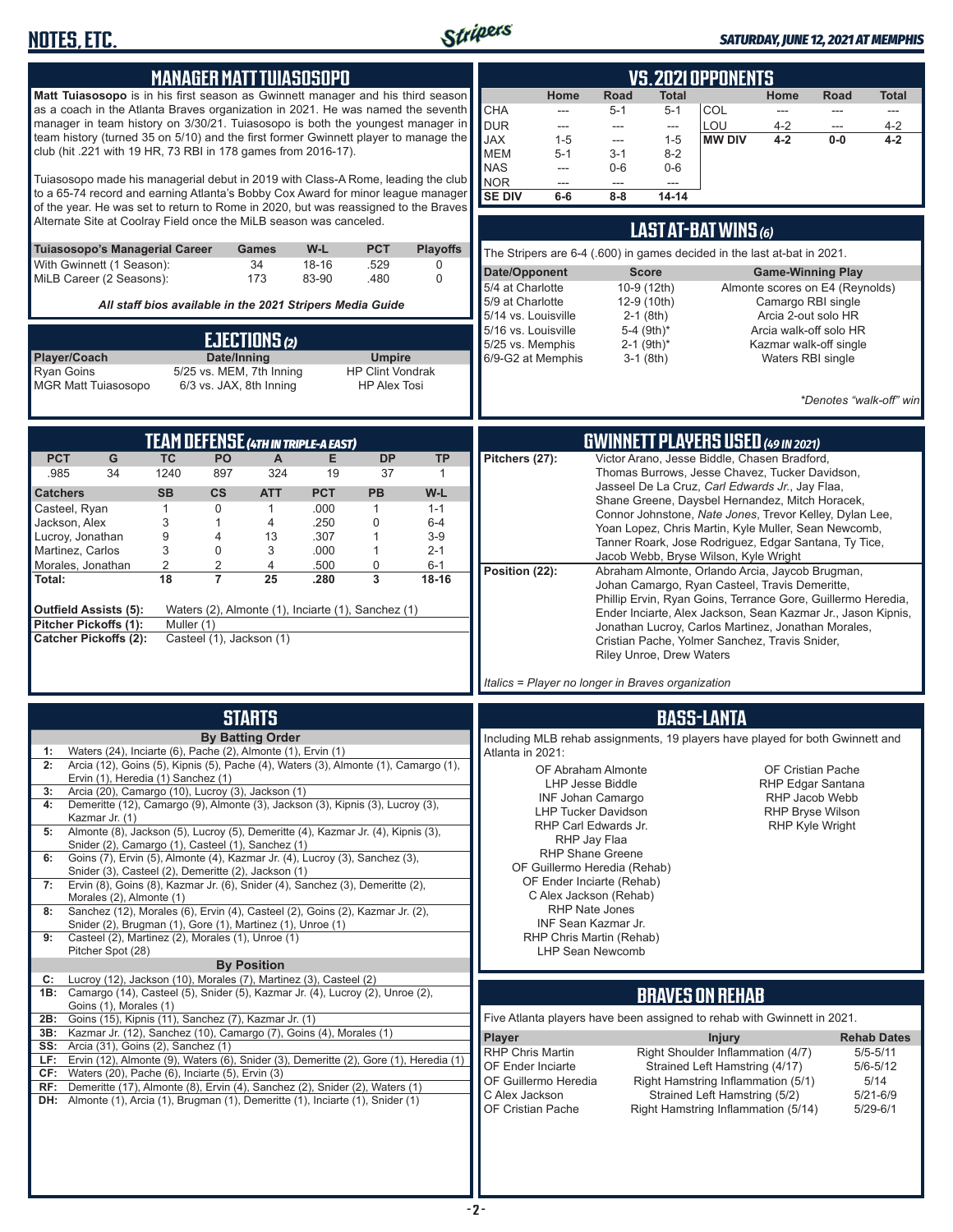# NOTES, ETC.

*SATURDAY, JUNE 12, 2021 AT MEMPHIS*

## MANAGER MATT TUIASOSOPO

**Matt Tuiasosopo** is in his first season as Gwinnett manager and his third season as a coach in the Atlanta Braves organization in 2021. He was named the seventh manager in team history on 3/30/21. Tuiasosopo is both the youngest manager in team history (turned 35 on 5/10) and the first former Gwinnett player to manage the club (hit .221 with 19 HR, 73 RBI in 178 games from 2016-17).

Tuiasosopo made his managerial debut in 2019 with Class-A Rome, leading the club to a 65-74 record and earning Atlanta's Bobby Cox Award for minor league manager of the year. He was set to return to Rome in 2020, but was reassigned to the Braves Alternate Site at Coolray Field once the MiLB season was canceled.

| Tuiasosopo's Managerial Career | Games | W-L | PCT | Playoffs |
|---|---|---|---|---|
| With Gwinnett (1 Season): | 34 | 18-16 | .529 | 0 |
| MiLB Career (2 Seasons): | 173 | 83-90 | .480 | 0 |

*All staff bios available in the 2021 Stripers Media Guide*

## EJECTIONS (2)

| Player/Coach | Date/Inning | Umpire |
|---|---|---|
| Ryan Goins | 5/25 vs. MEM, 7th Inning | HP Clint Vondrak |
| MGR Matt Tuiasosopo | 6/3 vs. JAX, 8th Inning | HP Alex Tosi |

## VS. 2021 OPPONENTS

| | Home | Road | Total | | Home | Road | Total |
|---|---|---|---|---|---|---|---|
| CHA | --- | 5-1 | 5-1 | COL | --- | --- | --- |
| DUR | --- | --- | --- | LOU | 4-2 | --- | 4-2 |
| JAX | 1-5 | --- | 1-5 | **MW DIV** | **4-2** | **0-0** | **4-2** |
| MEM | 5-1 | 3-1 | 8-2 | | | | |
| NAS | --- | 0-6 | 0-6 | | | | |
| NOR | --- | --- | --- | | | | |
| **SE DIV** | **6-6** | **8-8** | **14-14** | | | | |

## LAST AT-BAT WINS (6)

The Stripers are 6-4 (.600) in games decided in the last at-bat in 2021.

| Date/Opponent | Score | Game-Winning Play |
|---|---|---|
| 5/4 at Charlotte | 10-9 (12th) | Almonte scores on E4 (Reynolds) |
| 5/9 at Charlotte | 12-9 (10th) | Camargo RBI single |
| 5/14 vs. Louisville | 2-1 (8th) | Arcia 2-out solo HR |
| 5/16 vs. Louisville | 5-4 (9th)* | Arcia walk-off solo HR |
| 5/25 vs. Memphis | 2-1 (9th)* | Kazmar walk-off single |
| 6/9-G2 at Memphis | 3-1 (8th) | Waters RBI single |

*\*Denotes "walk-off" win*

## TEAM DEFENSE (4TH IN TRIPLE-A EAST)

| PCT | G | TC | PO | A | E | DP | TP |
|---|---|---|---|---|---|---|---|
| .985 | 34 | 1240 | 897 | 324 | 19 | 37 | 1 |

| Catchers | SB | CS | ATT | PCT | PB | W-L |
|---|---|---|---|---|---|---|
| Casteel, Ryan | 1 | 0 | 1 | .000 | 1 | 1-1 |
| Jackson, Alex | 3 | 1 | 4 | .250 | 0 | 6-4 |
| Lucroy, Jonathan | 9 | 4 | 13 | .307 | 1 | 3-9 |
| Martinez, Carlos | 3 | 0 | 3 | .000 | 1 | 2-1 |
| Morales, Jonathan | 2 | 2 | 4 | .500 | 0 | 6-1 |
| **Total:** | **18** | **7** | **25** | **.280** | **3** | **18-16** |

**Outfield Assists (5):** Waters (2), Almonte (1), Inciarte (1), Sanchez (1)
**Pitcher Pickoffs (1):** Muller (1)
**Catcher Pickoffs (2):** Casteel (1), Jackson (1)

## GWINNETT PLAYERS USED (49 IN 2021)

**Pitchers (27):** Victor Arano, Jesse Biddle, Chasen Bradford, Thomas Burrows, Jesse Chavez, Tucker Davidson, Jasseel De La Cruz, *Carl Edwards Jr.*, Jay Flaa, Shane Greene, Daysbel Hernandez, Mitch Horacek, Connor Johnstone, *Nate Jones*, Trevor Kelley, Dylan Lee, Yoan Lopez, Chris Martin, Kyle Muller, Sean Newcomb, Tanner Roark, Jose Rodriguez, Edgar Santana, Ty Tice, Jacob Webb, Bryse Wilson, Kyle Wright

**Position (22):** Abraham Almonte, Orlando Arcia, Jaycob Brugman, Johan Camargo, Ryan Casteel, Travis Demeritte, Phillip Ervin, Ryan Goins, Terrance Gore, Guillermo Heredia, Ender Inciarte, Alex Jackson, Sean Kazmar Jr., Jason Kipnis, Jonathan Lucroy, Carlos Martinez, Jonathan Morales, Cristian Pache, Yolmer Sanchez, Travis Snider, Riley Unroe, Drew Waters

*Italics = Player no longer in Braves organization*

## STARTS

### By Batting Order

| | |
|---|---|
| **1:** | Waters (24), Inciarte (6), Pache (2), Almonte (1), Ervin (1) |
| **2:** | Arcia (12), Goins (5), Kipnis (5), Pache (4), Waters (3), Almonte (1), Camargo (1), Ervin (1), Heredia (1) Sanchez (1) |
| **3:** | Arcia (20), Camargo (10), Lucroy (3), Jackson (1) |
| **4:** | Demeritte (12), Camargo (9), Almonte (3), Jackson (3), Kipnis (3), Lucroy (3), Kazmar Jr. (1) |
| **5:** | Almonte (8), Jackson (5), Lucroy (5), Demeritte (4), Kazmar Jr. (4), Kipnis (3), Snider (2), Camargo (1), Casteel (1), Sanchez (1) |
| **6:** | Goins (7), Ervin (5), Almonte (4), Kazmar Jr. (4), Lucroy (3), Sanchez (3), Snider (3), Casteel (2), Demeritte (2), Jackson (1) |
| **7:** | Ervin (8), Goins (8), Kazmar Jr. (6), Snider (4), Sanchez (3), Demeritte (2), Morales (2), Almonte (1) |
| **8:** | Sanchez (12), Morales (6), Ervin (4), Casteel (2), Goins (2), Kazmar Jr. (2), Snider (2), Brugman (1), Gore (1), Martinez (1), Unroe (1) |
| **9:** | Casteel (2), Martinez (2), Morales (1), Unroe (1) Pitcher Spot (28) |

### By Position

| | |
|---|---|
| **C:** | Lucroy (12), Jackson (10), Morales (7), Martinez (3), Casteel (2) |
| **1B:** | Camargo (14), Casteel (5), Snider (5), Kazmar Jr. (4), Lucroy (2), Unroe (2), Goins (1), Morales (1) |
| **2B:** | Goins (15), Kipnis (11), Sanchez (7), Kazmar Jr. (1) |
| **3B:** | Kazmar Jr. (12), Sanchez (10), Camargo (7), Goins (4), Morales (1) |
| **SS:** | Arcia (31), Goins (2), Sanchez (1) |
| **LF:** | Ervin (12), Almonte (9), Waters (6), Snider (3), Demeritte (2), Gore (1), Heredia (1) |
| **CF:** | Waters (20), Pache (6), Inciarte (5), Ervin (3) |
| **RF:** | Demeritte (17), Almonte (8), Ervin (4), Sanchez (2), Snider (2), Waters (1) |
| **DH:** | Almonte (1), Arcia (1), Brugman (1), Demeritte (1), Inciarte (1), Snider (1) |

## BASS-LANTA

Including MLB rehab assignments, 19 players have played for both Gwinnett and Atlanta in 2021:

- OF Abraham Almonte
- LHP Jesse Biddle
- INF Johan Camargo
- LHP Tucker Davidson
- RHP Carl Edwards Jr.
- RHP Jay Flaa
- RHP Shane Greene
- OF Guillermo Heredia (Rehab)
- OF Ender Inciarte (Rehab)
- C Alex Jackson (Rehab)
- RHP Nate Jones
- INF Sean Kazmar Jr.
- RHP Chris Martin (Rehab)
- LHP Sean Newcomb
- OF Cristian Pache
- RHP Edgar Santana
- RHP Jacob Webb
- RHP Bryse Wilson
- RHP Kyle Wright

## BRAVES ON REHAB

Five Atlanta players have been assigned to rehab with Gwinnett in 2021.

| Player | Injury | Rehab Dates |
|---|---|---|
| RHP Chris Martin | Right Shoulder Inflammation (4/7) | 5/5-5/11 |
| OF Ender Inciarte | Strained Left Hamstring (4/17) | 5/6-5/12 |
| OF Guillermo Heredia | Right Hamstring Inflammation (5/1) | 5/14 |
| C Alex Jackson | Strained Left Hamstring (5/2) | 5/21-6/9 |
| OF Cristian Pache | Right Hamstring Inflammation (5/14) | 5/29-6/1 |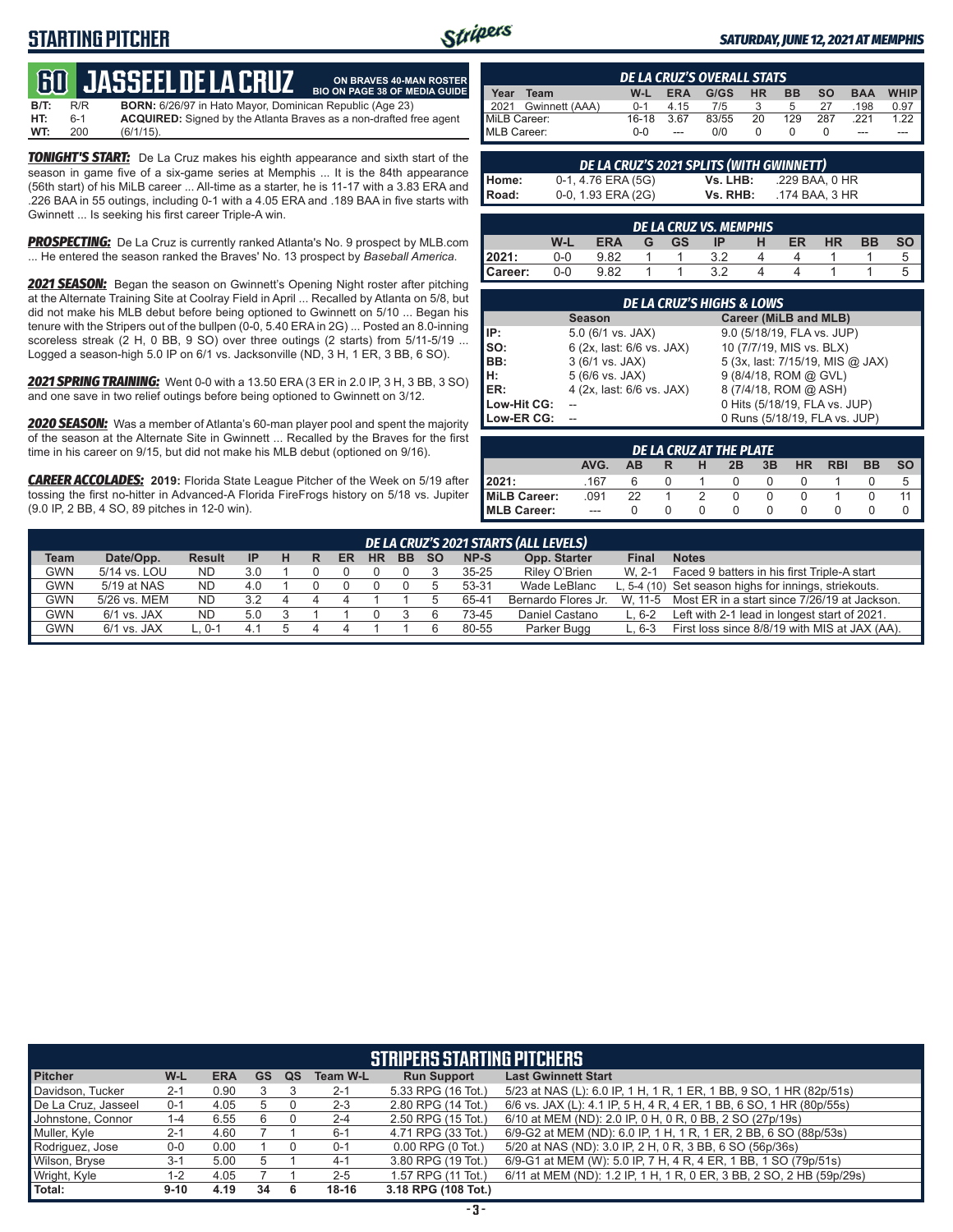# STARTING PITCHER

**SATURDAY, JUNE 12, 2021 AT MEMPHIS**

## 60 JASSEEL DE LA CRUZ

ON BRAVES 40-MAN ROSTER
BIO ON PAGE 38 OF MEDIA GUIDE

**B/T:** R/R **BORN:** 6/26/97 in Hato Mayor, Dominican Republic (Age 23)
**HT:** 6-1 **ACQUIRED:** Signed by the Atlanta Braves as a non-drafted free agent
**WT:** 200 (6/1/15).

***TONIGHT'S START:*** De La Cruz makes his eighth appearance and sixth start of the season in game five of a six-game series at Memphis ... It is the 84th appearance (56th start) of his MiLB career ... All-time as a starter, he is 11-17 with a 3.83 ERA and .226 BAA in 55 outings, including 0-1 with a 4.05 ERA and .189 BAA in five starts with Gwinnett ... Is seeking his first career Triple-A win.

***PROSPECTING:*** De La Cruz is currently ranked Atlanta's No. 9 prospect by MLB.com ... He entered the season ranked the Braves' No. 13 prospect by *Baseball America*.

***2021 SEASON:*** Began the season on Gwinnett's Opening Night roster after pitching at the Alternate Training Site at Coolray Field in April ... Recalled by Atlanta on 5/8, but did not make his MLB debut before being optioned to Gwinnett on 5/10 ... Began his tenure with the Stripers out of the bullpen (0-0, 5.40 ERA in 2G) ... Posted an 8.0-inning scoreless streak (2 H, 0 BB, 9 SO) over three outings (2 starts) from 5/11-5/19 ... Logged a season-high 5.0 IP on 6/1 vs. Jacksonville (ND, 3 H, 1 ER, 3 BB, 6 SO).

***2021 SPRING TRAINING:*** Went 0-0 with a 13.50 ERA (3 ER in 2.0 IP, 3 H, 3 BB, 3 SO) and one save in two relief outings before being optioned to Gwinnett on 3/12.

***2020 SEASON:*** Was a member of Atlanta's 60-man player pool and spent the majority of the season at the Alternate Site in Gwinnett ... Recalled by the Braves for the first time in his career on 9/15, but did not make his MLB debut (optioned on 9/16).

***CAREER ACCOLADES:*** **2019:** Florida State League Pitcher of the Week on 5/19 after tossing the first no-hitter in Advanced-A Florida FireFrogs history on 5/18 vs. Jupiter (9.0 IP, 2 BB, 4 SO, 89 pitches in 12-0 win).

### DE LA CRUZ'S OVERALL STATS

| Year | Team | W-L | ERA | G/GS | HR | BB | SO | BAA | WHIP |
|---|---|---|---|---|---|---|---|---|---|
| 2021 | Gwinnett (AAA) | 0-1 | 4.15 | 7/5 | 3 | 5 | 27 | .198 | 0.97 |
| MiLB Career: | | 16-18 | 3.67 | 83/55 | 20 | 129 | 287 | .221 | 1.22 |
| MLB Career: | | 0-0 | --- | 0/0 | 0 | 0 | 0 | --- | --- |

### DE LA CRUZ'S 2021 SPLITS (WITH GWINNETT)

| | | | |
|---|---|---|---|
| Home: | 0-1, 4.76 ERA (5G) | Vs. LHB: | .229 BAA, 0 HR |
| Road: | 0-0, 1.93 ERA (2G) | Vs. RHB: | .174 BAA, 3 HR |

### DE LA CRUZ VS. MEMPHIS

| | W-L | ERA | G | GS | IP | H | ER | HR | BB | SO |
|---|---|---|---|---|---|---|---|---|---|---|
| 2021: | 0-0 | 9.82 | 1 | 1 | 3.2 | 4 | 4 | 1 | 1 | 5 |
| Career: | 0-0 | 9.82 | 1 | 1 | 3.2 | 4 | 4 | 1 | 1 | 5 |

### DE LA CRUZ'S HIGHS & LOWS

| | Season | Career (MiLB and MLB) |
|---|---|---|
| IP: | 5.0 (6/1 vs. JAX) | 9.0 (5/18/19, FLA vs. JUP) |
| SO: | 6 (2x, last: 6/6 vs. JAX) | 10 (7/7/19, MIS vs. BLX) |
| BB: | 3 (6/1 vs. JAX) | 5 (3x, last: 7/15/19, MIS @ JAX) |
| H: | 5 (6/6 vs. JAX) | 9 (8/4/18, ROM @ GVL) |
| ER: | 4 (2x, last: 6/6 vs. JAX) | 8 (7/4/18, ROM @ ASH) |
| Low-Hit CG: | -- | 0 Hits (5/18/19, FLA vs. JUP) |
| Low-ER CG: | -- | 0 Runs (5/18/19, FLA vs. JUP) |

### DE LA CRUZ AT THE PLATE

| | AVG. | AB | R | H | 2B | 3B | HR | RBI | BB | SO |
|---|---|---|---|---|---|---|---|---|---|---|
| 2021: | .167 | 6 | 0 | 1 | 0 | 0 | 0 | 1 | 0 | 5 |
| MiLB Career: | .091 | 22 | 1 | 2 | 0 | 0 | 0 | 1 | 0 | 11 |
| MLB Career: | --- | 0 | 0 | 0 | 0 | 0 | 0 | 0 | 0 | 0 |

### DE LA CRUZ'S 2021 STARTS (ALL LEVELS)

| Team | Date/Opp. | Result | IP | H | R | ER | HR | BB | SO | NP-S | Opp. Starter | Final | Notes |
|---|---|---|---|---|---|---|---|---|---|---|---|---|---|
| GWN | 5/14 vs. LOU | ND | 3.0 | 1 | 0 | 0 | 0 | 0 | 3 | 35-25 | Riley O'Brien | W, 2-1 | Faced 9 batters in his first Triple-A start |
| GWN | 5/19 at NAS | ND | 4.0 | 1 | 0 | 0 | 0 | 0 | 5 | 53-31 | Wade LeBlanc | L, 5-4 (10) | Set season highs for innings, striekouts. |
| GWN | 5/26 vs. MEM | ND | 3.2 | 4 | 4 | 4 | 1 | 1 | 5 | 65-41 | Bernardo Flores Jr. | W, 11-5 | Most ER in a start since 7/26/19 at Jackson. |
| GWN | 6/1 vs. JAX | ND | 5.0 | 3 | 1 | 1 | 0 | 3 | 6 | 73-45 | Daniel Castano | L, 6-2 | Left with 2-1 lead in longest start of 2021. |
| GWN | 6/1 vs. JAX | L, 0-1 | 4.1 | 5 | 4 | 4 | 1 | 1 | 6 | 80-55 | Parker Bugg | L, 6-3 | First loss since 8/8/19 with MIS at JAX (AA). |

### STRIPERS STARTING PITCHERS

| Pitcher | W-L | ERA | GS | QS | Team W-L | Run Support | Last Gwinnett Start |
|---|---|---|---|---|---|---|---|
| Davidson, Tucker | 2-1 | 0.90 | 3 | 3 | 2-1 | 5.33 RPG (16 Tot.) | 5/23 at NAS (L): 6.0 IP, 1 H, 1 R, 1 ER, 1 BB, 9 SO, 1 HR (82p/51s) |
| De La Cruz, Jasseel | 0-1 | 4.05 | 5 | 0 | 2-3 | 2.80 RPG (14 Tot.) | 6/6 vs. JAX (L): 4.1 IP, 5 H, 4 R, 4 ER, 1 BB, 6 SO, 1 HR (80p/55s) |
| Johnstone, Connor | 1-4 | 6.55 | 6 | 0 | 2-4 | 2.50 RPG (15 Tot.) | 6/10 at MEM (ND): 2.0 IP, 0 H, 0 R, 0 BB, 2 SO (27p/19s) |
| Muller, Kyle | 2-1 | 4.60 | 7 | 1 | 6-1 | 4.71 RPG (33 Tot.) | 6/9-G2 at MEM (ND): 6.0 IP, 1 H, 1 R, 1 ER, 2 BB, 6 SO (88p/53s) |
| Rodriguez, Jose | 0-0 | 0.00 | 1 | 0 | 0-1 | 0.00 RPG (0 Tot.) | 5/20 at NAS (ND): 3.0 IP, 2 H, 0 R, 3 BB, 6 SO (56p/36s) |
| Wilson, Bryse | 3-1 | 5.00 | 5 | 1 | 4-1 | 3.80 RPG (19 Tot.) | 6/9-G1 at MEM (W): 5.0 IP, 7 H, 4 R, 4 ER, 1 BB, 1 SO (79p/51s) |
| Wright, Kyle | 1-2 | 4.15 | 7 | 1 | 2-5 | 1.57 RPG (11 Tot.) | 6/11 at MEM (ND): 1.2 IP, 1 H, 1 R, 0 ER, 3 BB, 2 SO, 2 HB (59p/29s) |
| Total: | 9-10 | 4.19 | 34 | 6 | 18-16 | 3.18 RPG (108 Tot.) | |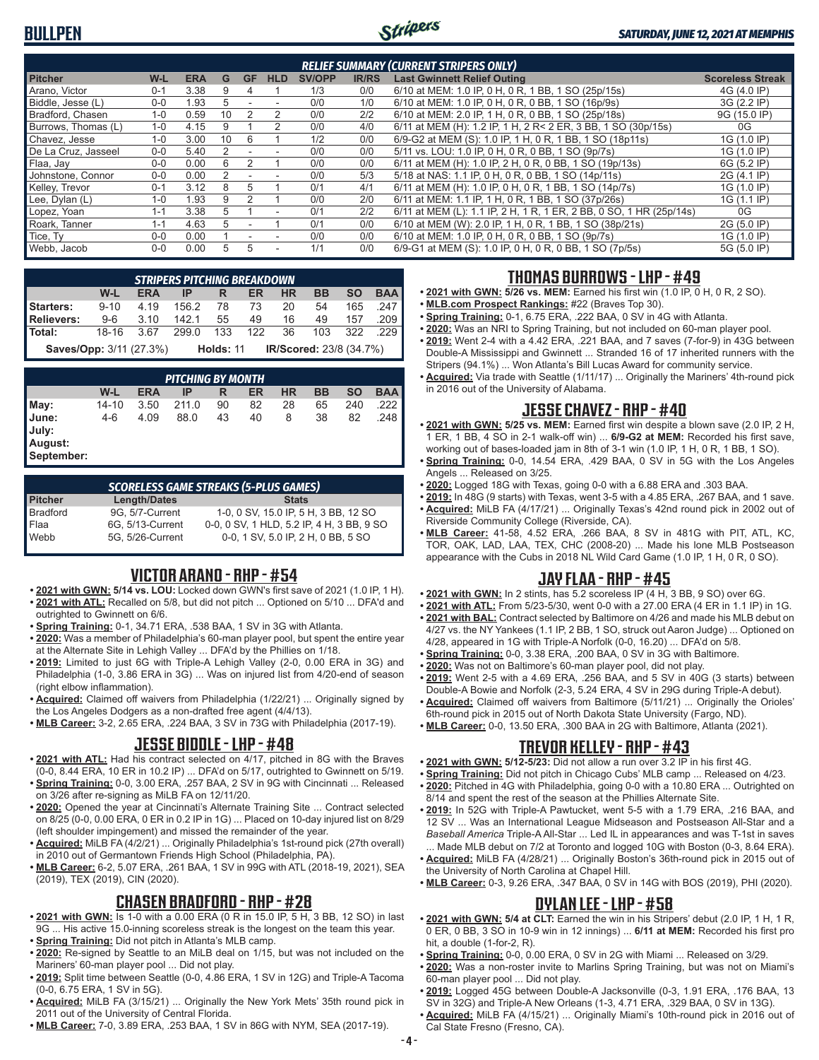# BULLPEN

SATURDAY, JUNE 12, 2021 AT MEMPHIS

| *RELIEF SUMMARY (CURRENT STRIPERS ONLY)* | | | | | | | | | |
|---|---|---|---|---|---|---|---|---|---|
| **Pitcher** | **W-L** | **ERA** | **G** | **GF** | **HLD** | **SV/OPP** | **IR/RS** | **Last Gwinnett Relief Outing** | **Scoreless Streak** |
| Arano, Victor | 0-1 | 3.38 | 9 | 4 | 1 | 1/3 | 0/0 | 6/10 at MEM: 1.0 IP, 0 H, 0 R, 1 BB, 1 SO (25p/15s) | 4G (4.0 IP) |
| Biddle, Jesse (L) | 0-0 | 1.93 | 5 | - | - | 0/0 | 1/0 | 6/10 at MEM: 1.0 IP, 0 H, 0 R, 0 BB, 1 SO (16p/9s) | 3G (2.2 IP) |
| Bradford, Chasen | 1-0 | 0.59 | 10 | 2 | 2 | 0/0 | 2/2 | 6/10 at MEM: 2.0 IP, 1 H, 0 R, 0 BB, 1 SO (25p/18s) | 9G (15.0 IP) |
| Burrows, Thomas (L) | 1-0 | 4.15 | 9 | 1 | 2 | 0/0 | 4/0 | 6/11 at MEM (H): 1.2 IP, 1 H, 2 R< 2 ER, 3 BB, 1 SO (30p/15s) | 0G |
| Chavez, Jesse | 1-0 | 3.00 | 10 | 6 | 1 | 1/2 | 0/0 | 6/9-G2 at MEM (S): 1.0 IP, 1 H, 0 R, 1 BB, 1 SO (18p11s) | 1G (1.0 IP) |
| De La Cruz, Jasseel | 0-0 | 5.40 | 2 | - | - | 0/0 | 0/0 | 5/11 vs. LOU: 1.0 IP, 0 H, 0 R, 0 BB, 1 SO (9p/7s) | 1G (1.0 IP) |
| Flaa, Jay | 0-0 | 0.00 | 6 | 2 | 1 | 0/0 | 0/0 | 6/11 at MEM (H): 1.0 IP, 2 H, 0 R, 0 BB, 1 SO (19p/13s) | 6G (5.2 IP) |
| Johnstone, Connor | 0-0 | 0.00 | 2 | - | - | 0/0 | 5/3 | 5/18 at NAS: 1.1 IP, 0 H, 0 R, 0 BB, 1 SO (14p/11s) | 2G (4.1 IP) |
| Kelley, Trevor | 0-1 | 3.12 | 8 | 5 | 1 | 0/1 | 4/1 | 6/11 at MEM (H): 1.0 IP, 0 H, 0 R, 1 BB, 1 SO (14p/7s) | 1G (1.0 IP) |
| Lee, Dylan (L) | 1-0 | 1.93 | 9 | 2 | 1 | 0/0 | 2/0 | 6/11 at MEM: 1.1 IP, 1 H, 0 R, 1 BB, 1 SO (37p/26s) | 1G (1.1 IP) |
| Lopez, Yoan | 1-1 | 3.38 | 5 | 1 | - | 0/1 | 2/2 | 6/11 at MEM (L): 1.1 IP, 2 H, 1 R, 1 ER, 2 BB, 0 SO, 1 HR (25p/14s) | 0G |
| Roark, Tanner | 1-1 | 4.63 | 5 | - | 1 | 0/1 | 0/0 | 6/10 at MEM (W): 2.0 IP, 1 H, 0 R, 1 BB, 1 SO (38p/21s) | 2G (5.0 IP) |
| Tice, Ty | 0-0 | 0.00 | 1 | - | - | 0/0 | 0/0 | 6/10 at MEM: 1.0 IP, 0 H, 0 R, 0 BB, 1 SO (9p/7s) | 1G (1.0 IP) |
| Webb, Jacob | 0-0 | 0.00 | 5 | 5 | - | 1/1 | 0/0 | 6/9-G1 at MEM (S): 1.0 IP, 0 H, 0 R, 0 BB, 1 SO (7p/5s) | 5G (5.0 IP) |

| *STRIPERS PITCHING BREAKDOWN* | | | | | | | | | |
|---|---|---|---|---|---|---|---|---|---|
| | **W-L** | **ERA** | **IP** | **R** | **ER** | **HR** | **BB** | **SO** | **BAA** |
| **Starters:** | 9-10 | 4.19 | 156.2 | 78 | 73 | 20 | 54 | 165 | .247 |
| **Relievers:** | 9-6 | 3.10 | 142.1 | 55 | 49 | 16 | 49 | 157 | .209 |
| **Total:** | 18-16 | 3.67 | 299.0 | 133 | 122 | 36 | 103 | 322 | .229 |
| **Saves/Opp:** 3/11 (27.3%) | | | **Holds:** 11 | | | **IR/Scored:** 23/8 (34.7%) | | | |

| *PITCHING BY MONTH* | | | | | | | | | |
|---|---|---|---|---|---|---|---|---|---|
| | **W-L** | **ERA** | **IP** | **R** | **ER** | **HR** | **BB** | **SO** | **BAA** |
| **May:** | 14-10 | 3.50 | 211.0 | 90 | 82 | 28 | 65 | 240 | .222 |
| **June:** | 4-6 | 4.09 | 88.0 | 43 | 40 | 8 | 38 | 82 | .248 |
| **July:** | | | | | | | | | |
| **August:** | | | | | | | | | |
| **September:** | | | | | | | | | |

| *SCORELESS GAME STREAKS (5-PLUS GAMES)* | | |
|---|---|---|
| **Pitcher** | **Length/Dates** | **Stats** |
| Bradford | 9G, 5/7-Current | 1-0, 0 SV, 15.0 IP, 5 H, 3 BB, 12 SO |
| Flaa | 6G, 5/13-Current | 0-0, 0 SV, 1 HLD, 5.2 IP, 4 H, 3 BB, 9 SO |
| Webb | 5G, 5/26-Current | 0-0, 1 SV, 5.0 IP, 2 H, 0 BB, 5 SO |

## VICTOR ARANO - RHP - #54

- **2021 with GWN: 5/14 vs. LOU:** Locked down GWN's first save of 2021 (1.0 IP, 1 H).
- **2021 with ATL:** Recalled on 5/8, but did not pitch ... Optioned on 5/10 ... DFA'd and outrighted to Gwinnett on 6/6.
- **Spring Training:** 0-1, 34.71 ERA, .538 BAA, 1 SV in 3G with Atlanta.
- **2020:** Was a member of Philadelphia's 60-man player pool, but spent the entire year at the Alternate Site in Lehigh Valley ... DFA'd by the Phillies on 1/18.
- **2019:** Limited to just 6G with Triple-A Lehigh Valley (2-0, 0.00 ERA in 3G) and Philadelphia (1-0, 3.86 ERA in 3G) ... Was on injured list from 4/20-end of season (right elbow inflammation).
- **Acquired:** Claimed off waivers from Philadelphia (1/22/21) ... Originally signed by the Los Angeles Dodgers as a non-drafted free agent (4/4/13).
- **MLB Career:** 3-2, 2.65 ERA, .224 BAA, 3 SV in 73G with Philadelphia (2017-19).

## JESSE BIDDLE - LHP - #48

- **2021 with ATL:** Had his contract selected on 4/17, pitched in 8G with the Braves (0-0, 8.44 ERA, 10 ER in 10.2 IP) ... DFA'd on 5/17, outrighted to Gwinnett on 5/19.
- **Spring Training:** 0-0, 3.00 ERA, .257 BAA, 2 SV in 9G with Cincinnati ... Released on 3/26 after re-signing as MiLB FA on 12/11/20.
- **2020:** Opened the year at Cincinnati's Alternate Training Site ... Contract selected on 8/25 (0-0, 0.00 ERA, 0 ER in 0.2 IP in 1G) ... Placed on 10-day injured list on 8/29 (left shoulder impingement) and missed the remainder of the year.
- **Acquired:** MiLB FA (4/2/21) ... Originally Philadelphia's 1st-round pick (27th overall) in 2010 out of Germantown Friends High School (Philadelphia, PA).
- **MLB Career:** 6-2, 5.07 ERA, .261 BAA, 1 SV in 99G with ATL (2018-19, 2021), SEA (2019), TEX (2019), CIN (2020).

## CHASEN BRADFORD - RHP - #28

- **2021 with GWN:** Is 1-0 with a 0.00 ERA (0 R in 15.0 IP, 5 H, 3 BB, 12 SO) in last 9G ... His active 15.0-inning scoreless streak is the longest on the team this year.
- **Spring Training:** Did not pitch in Atlanta's MLB camp.
- **2020:** Re-signed by Seattle to an MiLB deal on 1/15, but was not included on the Mariners' 60-man player pool ... Did not play.
- **2019:** Split time between Seattle (0-0, 4.86 ERA, 1 SV in 12G) and Triple-A Tacoma (0-0, 6.75 ERA, 1 SV in 5G).
- **Acquired:** MiLB FA (3/15/21) ... Originally the New York Mets' 35th round pick in 2011 out of the University of Central Florida.
- **MLB Career:** 7-0, 3.89 ERA, .253 BAA, 1 SV in 86G with NYM, SEA (2017-19).

## THOMAS BURROWS - LHP - #49

- **2021 with GWN:** 5/26 vs. MEM: Earned his first win (1.0 IP, 0 H, 0 R, 2 SO).
- **MLB.com Prospect Rankings:** #22 (Braves Top 30).
- **Spring Training:** 0-1, 6.75 ERA, .222 BAA, 0 SV in 4G with Atlanta.
- **2020:** Was an NRI to Spring Training, but not included on 60-man player pool.
- **2019:** Went 2-4 with a 4.42 ERA, .221 BAA, and 7 saves (7-for-9) in 43G between Double-A Mississippi and Gwinnett ... Stranded 16 of 17 inherited runners with the Stripers (94.1%) ... Won Atlanta's Bill Lucas Award for community service.
- **Acquired:** Via trade with Seattle (1/11/17) ... Originally the Mariners' 4th-round pick in 2016 out of the University of Alabama.

## JESSE CHAVEZ - RHP - #40

- **2021 with GWN: 5/25 vs. MEM:** Earned first win despite a blown save (2.0 IP, 2 H, 1 ER, 1 BB, 4 SO in 2-1 walk-off win) ... **6/9-G2 at MEM:** Recorded his first save, working out of bases-loaded jam in 8th of 3-1 win (1.0 IP, 1 H, 0 R, 1 BB, 1 SO).
- **Spring Training:** 0-0, 14.54 ERA, .429 BAA, 0 SV in 5G with the Los Angeles Angels ... Released on 3/25.
- **2020:** Logged 18G with Texas, going 0-0 with a 6.88 ERA and .303 BAA.
- **2019:** In 48G (9 starts) with Texas, went 3-5 with a 4.85 ERA, .267 BAA, and 1 save.
- **Acquired:** MiLB FA (4/17/21) ... Originally Texas's 42nd round pick in 2002 out of Riverside Community College (Riverside, CA).
- **MLB Career:** 41-58, 4.52 ERA, .266 BAA, 8 SV in 481G with PIT, ATL, KC, TOR, OAK, LAD, LAA, TEX, CHC (2008-20) ... Made his lone MLB Postseason appearance with the Cubs in 2018 NL Wild Card Game (1.0 IP, 1 H, 0 R, 0 SO).

## JAY FLAA - RHP - #45

- **2021 with GWN:** In 2 stints, has 5.2 scoreless IP (4 H, 3 BB, 9 SO) over 6G.
- **2021 with ATL:** From 5/23-5/30, went 0-0 with a 27.00 ERA (4 ER in 1.1 IP) in 1G.
- **2021 with BAL:** Contract selected by Baltimore on 4/26 and made his MLB debut on 4/27 vs. the NY Yankees (1.1 IP, 2 BB, 1 SO, struck out Aaron Judge) ... Optioned on 4/28, appeared in 1G with Triple-A Norfolk (0-0, 16.20) ... DFA'd on 5/8.
- **Spring Training:** 0-0, 3.38 ERA, .200 BAA, 0 SV in 3G with Baltimore.
- **2020:** Was not on Baltimore's 60-man player pool, did not play.
- **2019:** Went 2-5 with a 4.69 ERA, .256 BAA, and 5 SV in 40G (3 starts) between Double-A Bowie and Norfolk (2-3, 5.24 ERA, 4 SV in 29G during Triple-A debut).
- **Acquired:** Claimed off waivers from Baltimore (5/11/21) ... Originally the Orioles' 6th-round pick in 2015 out of North Dakota State University (Fargo, ND).
- **MLB Career:** 0-0, 13.50 ERA, .300 BAA in 2G with Baltimore, Atlanta (2021).

## TREVOR KELLEY - RHP - #43

- **2021 with GWN:** 5/12-5/23: Did not allow a run over 3.2 IP in his first 4G.
- **Spring Training:** Did not pitch in Chicago Cubs' MLB camp ... Released on 4/23.
- **2020:** Pitched in 4G with Philadelphia, going 0-0 with a 10.80 ERA ... Outrighted on 8/14 and spent the rest of the season at the Phillies Alternate Site.
- **2019:** In 52G with Triple-A Pawtucket, went 5-5 with a 1.79 ERA, .216 BAA, and 12 SV ... Was an International League Midseason and Postseason All-Star and a *Baseball America* Triple-A All-Star ... Led IL in appearances and was T-1st in saves ... Made MLB debut on 7/2 at Toronto and logged 10G with Boston (0-3, 8.64 ERA).
- **Acquired:** MiLB FA (4/28/21) ... Originally Boston's 36th-round pick in 2015 out of the University of North Carolina at Chapel Hill.
- **MLB Career:** 0-3, 9.26 ERA, .347 BAA, 0 SV in 14G with BOS (2019), PHI (2020).

## DYLAN LEE - LHP - #58

- **2021 with GWN: 5/4 at CLT:** Earned the win in his Stripers' debut (2.0 IP, 1 H, 1 R, 0 ER, 0 BB, 3 SO in 10-9 win in 12 innings) ... **6/11 at MEM:** Recorded his first pro hit, a double (1-for-2, R).
- **Spring Training:** 0-0, 0.00 ERA, 0 SV in 2G with Miami ... Released on 3/29.
- **2020:** Was a non-roster invite to Marlins Spring Training, but was not on Miami's 60-man player pool ... Did not play.
- **2019:** Logged 45G between Double-A Jacksonville (0-3, 1.91 ERA, .176 BAA, 13 SV in 32G) and Triple-A New Orleans (1-3, 4.71 ERA, .329 BAA, 0 SV in 13G).
- **Acquired:** MiLB FA (4/15/21) ... Originally Miami's 10th-round pick in 2016 out of Cal State Fresno (Fresno, CA).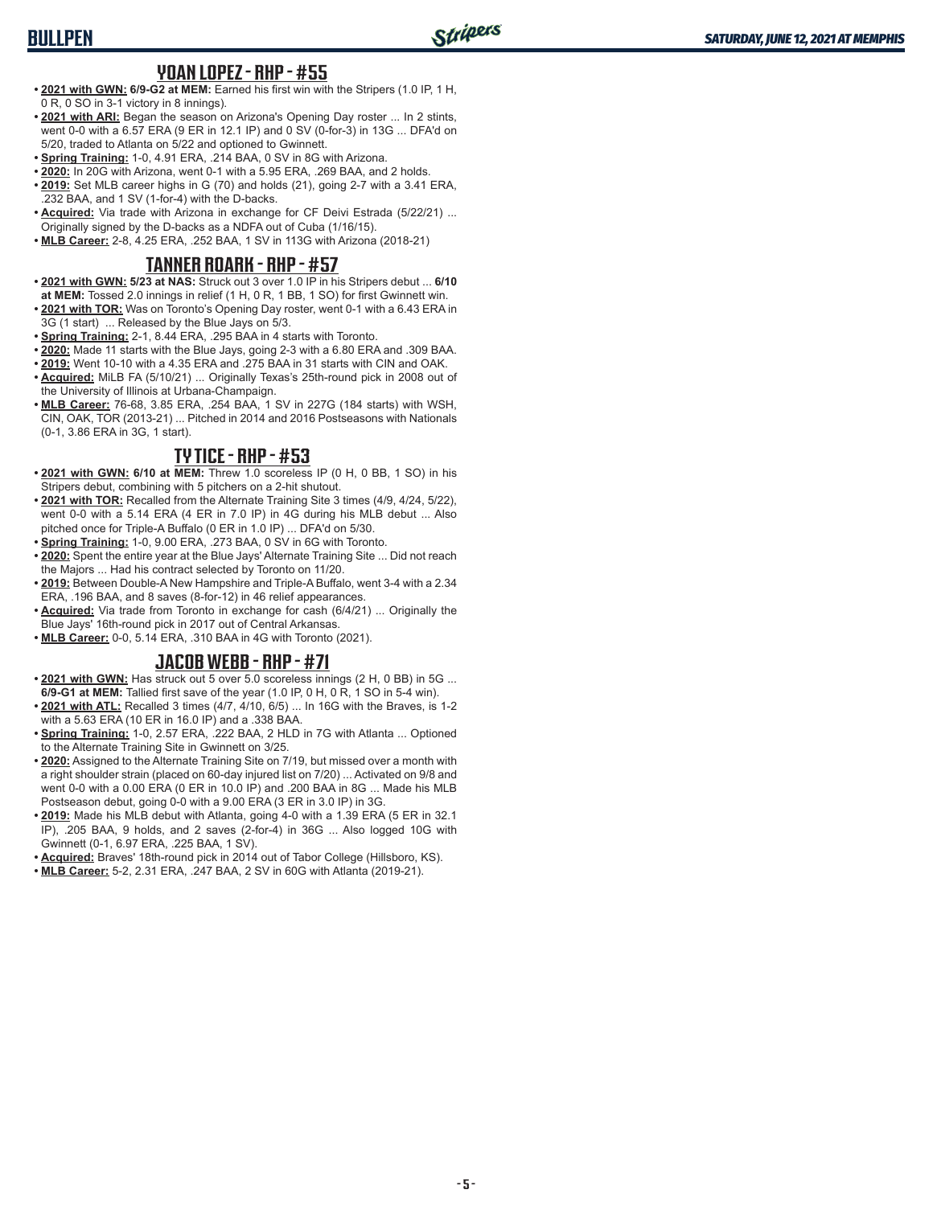## YOAN LOPEZ - RHP - #55

- **2021 with GWN:** **6/9-G2 at MEM:** Earned his first win with the Stripers (1.0 IP, 1 H, 0 R, 0 SO in 3-1 victory in 8 innings).
- **2021 with ARI:** Began the season on Arizona's Opening Day roster ... In 2 stints, went 0-0 with a 6.57 ERA (9 ER in 12.1 IP) and 0 SV (0-for-3) in 13G ... DFA'd on 5/20, traded to Atlanta on 5/22 and optioned to Gwinnett.
- **Spring Training:** 1-0, 4.91 ERA, .214 BAA, 0 SV in 8G with Arizona.
- **2020:** In 20G with Arizona, went 0-1 with a 5.95 ERA, .269 BAA, and 2 holds.
- **2019:** Set MLB career highs in G (70) and holds (21), going 2-7 with a 3.41 ERA, .232 BAA, and 1 SV (1-for-4) with the D-backs.
- **Acquired:** Via trade with Arizona in exchange for CF Deivi Estrada (5/22/21) ... Originally signed by the D-backs as a NDFA out of Cuba (1/16/15).
- **MLB Career:** 2-8, 4.25 ERA, .252 BAA, 1 SV in 113G with Arizona (2018-21)

## TANNER ROARK - RHP - #57

- **2021 with GWN:** **5/23 at NAS:** Struck out 3 over 1.0 IP in his Stripers debut ... **6/10 at MEM:** Tossed 2.0 innings in relief (1 H, 0 R, 1 BB, 1 SO) for first Gwinnett win.
- **2021 with TOR:** Was on Toronto's Opening Day roster, went 0-1 with a 6.43 ERA in 3G (1 start) ... Released by the Blue Jays on 5/3.
- **Spring Training:** 2-1, 8.44 ERA, .295 BAA in 4 starts with Toronto.
- **2020:** Made 11 starts with the Blue Jays, going 2-3 with a 6.80 ERA and .309 BAA.
- **2019:** Went 10-10 with a 4.35 ERA and .275 BAA in 31 starts with CIN and OAK.
- **Acquired:** MiLB FA (5/10/21) ... Originally Texas's 25th-round pick in 2008 out of the University of Illinois at Urbana-Champaign.
- **MLB Career:** 76-68, 3.85 ERA, .254 BAA, 1 SV in 227G (184 starts) with WSH, CIN, OAK, TOR (2013-21) ... Pitched in 2014 and 2016 Postseasons with Nationals (0-1, 3.86 ERA in 3G, 1 start).

## TY TICE - RHP - #53

- **2021 with GWN:** **6/10 at MEM:** Threw 1.0 scoreless IP (0 H, 0 BB, 1 SO) in his Stripers debut, combining with 5 pitchers on a 2-hit shutout.
- **2021 with TOR:** Recalled from the Alternate Training Site 3 times (4/9, 4/24, 5/22), went 0-0 with a 5.14 ERA (4 ER in 7.0 IP) in 4G during his MLB debut ... Also pitched once for Triple-A Buffalo (0 ER in 1.0 IP) ... DFA'd on 5/30.
- **Spring Training:** 1-0, 9.00 ERA, .273 BAA, 0 SV in 6G with Toronto.
- **2020:** Spent the entire year at the Blue Jays' Alternate Training Site ... Did not reach the Majors ... Had his contract selected by Toronto on 11/20.
- **2019:** Between Double-A New Hampshire and Triple-A Buffalo, went 3-4 with a 2.34 ERA, .196 BAA, and 8 saves (8-for-12) in 46 relief appearances.
- **Acquired:** Via trade from Toronto in exchange for cash (6/4/21) ... Originally the Blue Jays' 16th-round pick in 2017 out of Central Arkansas.
- **MLB Career:** 0-0, 5.14 ERA, .310 BAA in 4G with Toronto (2021).

## JACOB WEBB - RHP - #71

- **2021 with GWN:** Has struck out 5 over 5.0 scoreless innings (2 H, 0 BB) in 5G ... **6/9-G1 at MEM:** Tallied first save of the year (1.0 IP, 0 H, 0 R, 1 SO in 5-4 win).
- **2021 with ATL:** Recalled 3 times (4/7, 4/10, 6/5) ... In 16G with the Braves, is 1-2 with a 5.63 ERA (10 ER in 16.0 IP) and a .338 BAA.
- **Spring Training:** 1-0, 2.57 ERA, .222 BAA, 2 HLD in 7G with Atlanta ... Optioned to the Alternate Training Site in Gwinnett on 3/25.
- **2020:** Assigned to the Alternate Training Site on 7/19, but missed over a month with a right shoulder strain (placed on 60-day injured list on 7/20) ... Activated on 9/8 and went 0-0 with a 0.00 ERA (0 ER in 10.0 IP) and .200 BAA in 8G ... Made his MLB Postseason debut, going 0-0 with a 9.00 ERA (3 ER in 3.0 IP) in 3G.
- **2019:** Made his MLB debut with Atlanta, going 4-0 with a 1.39 ERA (5 ER in 32.1 IP), .205 BAA, 9 holds, and 2 saves (2-for-4) in 36G ... Also logged 10G with Gwinnett (0-1, 6.97 ERA, .225 BAA, 1 SV).
- **Acquired:** Braves' 18th-round pick in 2014 out of Tabor College (Hillsboro, KS).
- **MLB Career:** 5-2, 2.31 ERA, .247 BAA, 2 SV in 60G with Atlanta (2019-21).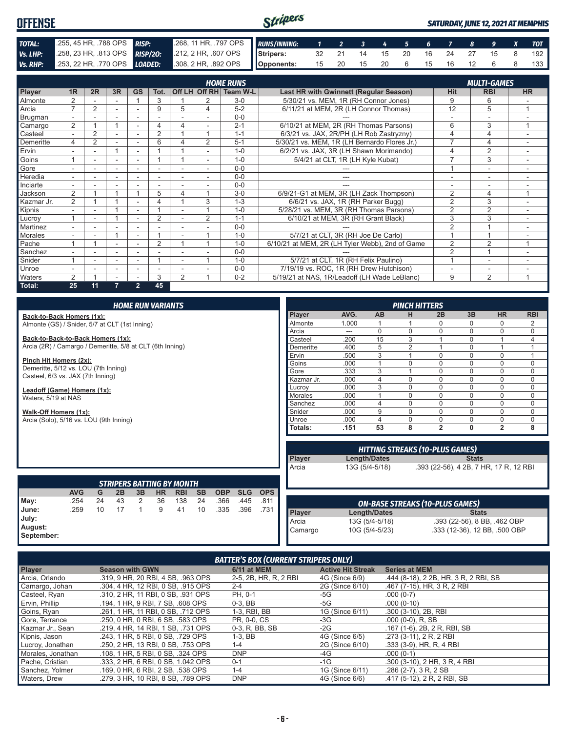# OFFENSE

*SATURDAY, JUNE 12, 2021 AT MEMPHIS*

| | | | |
|---|---|---|---|
| **TOTAL:** | .255, 45 HR, .788 OPS | **RISP:** | .268, 11 HR, .797 OPS |
| **Vs. LHP:** | .258, 23 HR, .813 OPS | **RISP/2O:** | .212, 2 HR, .607 OPS |
| **Vs. RHP:** | .253, 22 HR, .770 OPS | **LOADED:** | .308, 2 HR, .892 OPS |

| RUNS/INNING: | 1 | 2 | 3 | 4 | 5 | 6 | 7 | 8 | 9 | X | TOT |
|---|---|---|---|---|---|---|---|---|---|---|---|
| Stripers: | 32 | 21 | 14 | 15 | 20 | 16 | 24 | 27 | 15 | 8 | 192 |
| Opponents: | 15 | 20 | 15 | 20 | 6 | 15 | 16 | 12 | 6 | 8 | 133 |

## HOME RUNS / MULTI-GAMES

| Player | 1R | 2R | 3R | GS | Tot. | Off LH | Off RH | Team W-L | Last HR with Gwinnett (Regular Season) | Hit | RBI | HR |
|---|---|---|---|---|---|---|---|---|---|---|---|---|
| Almonte | 2 | - | - | 1 | 3 | 1 | 2 | 3-0 | 5/30/21 vs. MEM, 1R (RH Connor Jones) | 9 | 6 | - |
| Arcia | 7 | 2 | - | - | 9 | 5 | 4 | 5-2 | 6/11/21 at MEM, 2R (LH Connor Thomas) | 12 | 5 | 1 |
| Brugman | - | - | - | - | - | - | - | 0-0 | --- | - | - | - |
| Camargo | 2 | 1 | 1 | - | 4 | 4 | - | 2-1 | 6/10/21 at MEM, 2R (RH Thomas Parsons) | 6 | 3 | 1 |
| Casteel | - | 2 | - | - | 2 | 1 | 1 | 1-1 | 6/3/21 vs. JAX, 2R/PH (LH Rob Zastryzny) | 4 | 4 | - |
| Demeritte | 4 | 2 | - | - | 6 | 4 | 2 | 5-1 | 5/30/21 vs. MEM, 1R (LH Bernardo Flores Jr.) | 7 | 4 | - |
| Ervin | - | - | 1 | - | 1 | 1 | - | 1-0 | 6/2/21 vs. JAX, 3R (LH Shawn Morimando) | 4 | 2 | - |
| Goins | 1 | - | - | - | 1 | 1 | - | 1-0 | 5/4/21 at CLT, 1R (LH Kyle Kubat) | 7 | 3 | - |
| Gore | - | - | - | - | - | - | - | 0-0 | --- | 1 | - | - |
| Heredia | - | - | - | - | - | - | - | 0-0 | --- | - | - | - |
| Inciarte | - | - | - | - | - | - | - | 0-0 | --- | - | - | - |
| Jackson | 2 | 1 | 1 | 1 | 5 | 4 | 1 | 3-0 | 6/9/21-G1 at MEM, 3R (LH Zack Thompson) | 2 | 4 | 1 |
| Kazmar Jr. | 2 | 1 | 1 | - | 4 | 1 | 3 | 1-3 | 6/6/21 vs. JAX, 1R (RH Parker Bugg) | 2 | 3 | - |
| Kipnis | - | - | 1 | - | 1 | - | 1 | 1-0 | 5/28/21 vs. MEM, 3R (RH Thomas Parsons) | 2 | 2 | - |
| Lucroy | 1 | - | 1 | - | 2 | - | 2 | 1-1 | 6/10/21 at MEM, 3R (RH Grant Black) | 3 | 3 | - |
| Martinez | - | - | - | - | - | - | - | 0-0 | --- | 2 | 1 | - |
| Morales | - | - | 1 | - | 1 | - | 1 | 1-0 | 5/7/21 at CLT, 3R (RH Joe De Carlo) | 1 | 1 | - |
| Pache | 1 | 1 | - | - | 2 | 1 | 1 | 1-0 | 6/10/21 at MEM, 2R (LH Tyler Webb), 2nd of Game | 2 | 2 | 1 |
| Sanchez | - | - | - | - | - | - | - | 0-0 | --- | 2 | 1 | - |
| Snider | 1 | - | - | - | 1 | - | 1 | 1-0 | 5/7/21 at CLT, 1R (RH Felix Paulino) | 1 | - | - |
| Unroe | - | - | - | - | - | - | - | 0-0 | 7/19/19 vs. ROC, 1R (RH Drew Hutchison) | - | - | - |
| Waters | 2 | 1 | - | - | 3 | 2 | 1 | 0-2 | 5/19/21 at NAS, 1R/Leadoff (LH Wade LeBlanc) | 9 | 2 | 1 |
| **Total:** | **25** | **11** | **7** | **2** | **45** | | | | | | | |

## HOME RUN VARIANTS

**Back-to-Back Homers (1x):**
Almonte (GS) / Snider, 5/7 at CLT (1st Inning)

**Back-to-Back-to-Back Homers (1x):**
Arcia (2R) / Camargo / Demeritte, 5/8 at CLT (6th Inning)

**Pinch Hit Homers (2x):**
Demeritte, 5/12 vs. LOU (7th Inning)
Casteel, 6/3 vs. JAX (7th Inning)

**Leadoff (Game) Homers (1x):**
Waters, 5/19 at NAS

**Walk-Off Homers (1x):**
Arcia (Solo), 5/16 vs. LOU (9th Inning)

## PINCH HITTERS

| Player | AVG. | AB | H | 2B | 3B | HR | RBI |
|---|---|---|---|---|---|---|---|
| Almonte | 1.000 | 1 | 1 | 0 | 0 | 0 | 2 |
| Arcia | --- | 0 | 0 | 0 | 0 | 0 | 0 |
| Casteel | .200 | 15 | 3 | 1 | 0 | 1 | 4 |
| Demeritte | .400 | 5 | 2 | 1 | 0 | 1 | 1 |
| Ervin | .500 | 3 | 1 | 0 | 0 | 0 | 1 |
| Goins | .000 | 1 | 0 | 0 | 0 | 0 | 0 |
| Gore | .333 | 3 | 1 | 0 | 0 | 0 | 0 |
| Kazmar Jr. | .000 | 4 | 0 | 0 | 0 | 0 | 0 |
| Lucroy | .000 | 3 | 0 | 0 | 0 | 0 | 0 |
| Morales | .000 | 1 | 0 | 0 | 0 | 0 | 0 |
| Sanchez | .000 | 4 | 0 | 0 | 0 | 0 | 0 |
| Snider | .000 | 9 | 0 | 0 | 0 | 0 | 0 |
| Unroe | .000 | 4 | 0 | 0 | 0 | 0 | 0 |
| **Totals:** | **.151** | **53** | **8** | **2** | **0** | **2** | **8** |

## HITTING STREAKS (10-PLUS GAMES)

| Player | Length/Dates | Stats |
|---|---|---|
| Arcia | 13G (5/4-5/18) | .393 (22-56), 4 2B, 7 HR, 17 R, 12 RBI |

## STRIPERS BATTING BY MONTH

| | AVG | G | 2B | 3B | HR | RBI | SB | OBP | SLG | OPS |
|---|---|---|---|---|---|---|---|---|---|---|
| May: | .254 | 24 | 43 | 2 | 36 | 138 | 24 | .366 | .445 | .811 |
| June: | .259 | 10 | 17 | 1 | 9 | 41 | 10 | .335 | .396 | .731 |
| July: | | | | | | | | | | |
| August: | | | | | | | | | | |
| September: | | | | | | | | | | |

## ON-BASE STREAKS (10-PLUS GAMES)

| Player | Length/Dates | Stats |
|---|---|---|
| Arcia | 13G (5/4-5/18) | .393 (22-56), 8 BB, .462 OBP |
| Camargo | 10G (5/4-5/23) | .333 (12-36), 12 BB, .500 OBP |

## BATTER'S BOX (CURRENT STRIPERS ONLY)

| Player | Season with GWN | 6/11 at MEM | Active Hit Streak | Series at MEM |
|---|---|---|---|---|
| Arcia, Orlando | .319, 9 HR, 20 RBI, 4 SB, .963 OPS | 2-5, 2B, HR, R, 2 RBI | 4G (Since 6/9) | .444 (8-18), 2 2B, HR, 3 R, 2 RBI, SB |
| Camargo, Johan | .304, 4 HR, 12 RBI, 0 SB, .915 OPS | 2-4 | 2G (Since 6/10) | .467 (7-15), HR, 3 R, 2 RBI |
| Casteel, Ryan | .310, 2 HR, 11 RBI, 0 SB, .931 OPS | PH, 0-1 | -5G | .000 (0-7) |
| Ervin, Phillip | .194, 1 HR, 9 RBI, 7 SB, .608 OPS | 0-3, BB | -5G | .000 (0-10) |
| Goins, Ryan | .261, 1 HR, 11 RBI, 0 SB, .712 OPS | 1-3, RBI, BB | 1G (Since 6/11) | .300 (3-10), 2B, RBI |
| Gore, Terrance | .250, 0 HR, 0 RBI, 6 SB, .583 OPS | PR, 0-0, CS | -3G | .000 (0-0), R, SB |
| Kazmar Jr., Sean | .219, 4 HR, 14 RBI, 1 SB, .731 OPS | 0-3, R, BB, SB | -2G | .167 (1-6), 2B, 2 R, RBI, SB |
| Kipnis, Jason | .243, 1 HR, 5 RBI, 0 SB, .729 OPS | 1-3, BB | 4G (Since 6/5) | .273 (3-11), 2 R, 2 RBI |
| Lucroy, Jonathan | .250, 2 HR, 13 RBI, 0 SB, .753 OPS | 1-4 | 2G (Since 6/10) | .333 (3-9), HR, R, 4 RBI |
| Morales, Jonathan | .108, 1 HR, 5 RBI, 0 SB, .324 OPS | DNP | -4G | .000 (0-1) |
| Pache, Cristian | .333, 2 HR, 6 RBI, 0 SB, 1.042 OPS | 0-1 | -1G | .300 (3-10), 2 HR, 3 R, 4 RBI |
| Sanchez, Yolmer | .169, 0 HR, 6 RBI, 2 SB, .538 OPS | 1-4 | 1G (Since 6/11) | .286 (2-7), 3 R, 2 SB |
| Waters, Drew | .279, 3 HR, 10 RBI, 8 SB, .789 OPS | DNP | 4G (Since 6/6) | .417 (5-12), 2 R, 2 RBI, SB |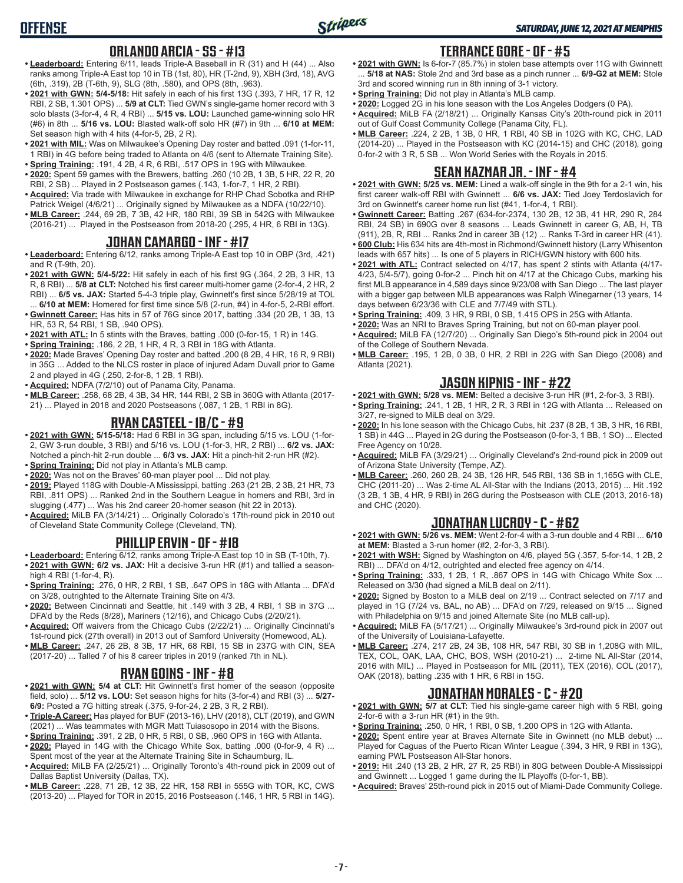## ORLANDO ARCIA - SS - #13

- **Leaderboard:** Entering 6/11, leads Triple-A Baseball in R (31) and H (44) ... Also ranks among Triple-A East top 10 in TB (1st, 80), HR (T-2nd, 9), XBH (3rd, 18), AVG (6th, .319), 2B (T-6th, 9), SLG (8th, .580), and OPS (8th, .963).
- **2021 with GWN: 5/4-5/18:** Hit safely in each of his first 13G (.393, 7 HR, 17 R, 12 RBI, 2 SB, 1.301 OPS) ... **5/9 at CLT:** Tied GWN's single-game homer record with 3 solo blasts (3-for-4, 4 R, 4 RBI) ... **5/15 vs. LOU:** Launched game-winning solo HR (#6) in 8th ... **5/16 vs. LOU:** Blasted walk-off solo HR (#7) in 9th ... **6/10 at MEM:** Set season high with 4 hits (4-for-5, 2B, 2 R).
- **2021 with MIL:** Was on Milwaukee's Opening Day roster and batted .091 (1-for-11, 1 RBI) in 4G before being traded to Atlanta on 4/6 (sent to Alternate Training Site).
- **Spring Training:** .191, 4 2B, 4 R, 6 RBI, .517 OPS in 19G with Milwaukee.
- **2020:** Spent 59 games with the Brewers, batting .260 (10 2B, 1 3B, 5 HR, 22 R, 20 RBI, 2 SB) ... Played in 2 Postseason games (.143, 1-for-7, 1 HR, 2 RBI).
- **Acquired:** Via trade with Milwaukee in exchange for RHP Chad Sobotka and RHP Patrick Weigel (4/6/21) ... Originally signed by Milwaukee as a NDFA (10/22/10).
- **MLB Career:** .244, 69 2B, 7 3B, 42 HR, 180 RBI, 39 SB in 542G with Milwaukee (2016-21) ... Played in the Postseason from 2018-20 (.295, 4 HR, 6 RBI in 13G).

## JOHAN CAMARGO - INF - #17

- **Leaderboard:** Entering 6/12, ranks among Triple-A East top 10 in OBP (3rd, .421) and R (T-9th, 20).
- **2021 with GWN: 5/4-5/22:** Hit safely in each of his first 9G (.364, 2 2B, 3 HR, 13 R, 8 RBI) ... **5/8 at CLT:** Notched his first career multi-homer game (2-for-4, 2 HR, 2 RBI) ... **6/5 vs. JAX:** Started 5-4-3 triple play, Gwinnett's first since 5/28/19 at TOL ... **6/10 at MEM:** Homered for first time since 5/8 (2-run, #4) in 4-for-5, 2-RBI effort.
- **Gwinnett Career:** Has hits in 57 of 76G since 2017, batting .334 (20 2B, 1 3B, 13 HR, 53 R, 54 RBI, 1 SB, .940 OPS).
- **2021 with ATL:** In 5 stints with the Braves, batting .000 (0-for-15, 1 R) in 14G.
- **Spring Training:** .186, 2 2B, 1 HR, 4 R, 3 RBI in 18G with Atlanta.
- **2020:** Made Braves' Opening Day roster and batted .200 (8 2B, 4 HR, 16 R, 9 RBI) in 35G ... Added to the NLCS roster in place of injured Adam Duvall prior to Game 2 and played in 4G (.250, 2-for-8, 1 2B, 1 RBI).
- **Acquired:** NDFA (7/2/10) out of Panama City, Panama.
- **MLB Career:** .258, 68 2B, 4 3B, 34 HR, 144 RBI, 2 SB in 360G with Atlanta (2017-21) ... Played in 2018 and 2020 Postseasons (.087, 1 2B, 1 RBI in 8G).

## RYAN CASTEEL - 1B/C - #9

- **2021 with GWN: 5/15-5/18:** Had 6 RBI in 3G span, including 5/15 vs. LOU (1-for-2, GW 3-run double, 3 RBI) and 5/16 vs. LOU (1-for-3, HR, 2 RBI) ... **6/2 vs. JAX:** Notched a pinch-hit 2-run double ... **6/3 vs. JAX:** Hit a pinch-hit 2-run HR (#2).
- **Spring Training:** Did not play in Atlanta's MLB camp.
- **2020:** Was not on the Braves' 60-man player pool ... Did not play.
- **2019:** Played 118G with Double-A Mississippi, batting .263 (21 2B, 2 3B, 21 HR, 73 RBI, .811 OPS) ... Ranked 2nd in the Southern League in homers and RBI, 3rd in slugging (.477) ... Was his 2nd career 20-homer season (hit 22 in 2013).
- **Acquired:** MiLB FA (3/14/21) ... Originally Colorado's 17th-round pick in 2010 out of Cleveland State Community College (Cleveland, TN).

## PHILLIP ERVIN - OF - #18

- **Leaderboard:** Entering 6/12, ranks among Triple-A East top 10 in SB (T-10th, 7).
- **2021 with GWN: 6/2 vs. JAX:** Hit a decisive 3-run HR (#1) and tallied a season-high 4 RBI (1-for-4, R).
- **Spring Training:** .276, 0 HR, 2 RBI, 1 SB, .647 OPS in 18G with Atlanta ... DFA'd on 3/28, outrighted to the Alternate Training Site on 4/3.
- **2020:** Between Cincinnati and Seattle, hit .149 with 3 2B, 4 RBI, 1 SB in 37G ... DFA'd by the Reds (8/28), Mariners (12/16), and Chicago Cubs (2/20/21).
- **Acquired:** Off waivers from the Chicago Cubs (2/22/21) ... Originally Cincinnati's 1st-round pick (27th overall) in 2013 out of Samford University (Homewood, AL).
- **MLB Career:** .247, 26 2B, 8 3B, 17 HR, 68 RBI, 15 SB in 237G with CIN, SEA (2017-20) ... Talled 7 of his 8 career triples in 2019 (ranked 7th in NL).

## RYAN GOINS - INF - #8

- **2021 with GWN: 5/4 at CLT:** Hit Gwinnett's first homer of the season (opposite field, solo) ... **5/12 vs. LOU:** Set season highs for hits (3-for-4) and RBI (3) ... **5/27-6/9:** Posted a 7G hitting streak (.375, 9-for-24, 2 2B, 3 R, 2 RBI).
- **Triple-A Career:** Has played for BUF (2013-16), LHV (2018), CLT (2019), and GWN (2021) ... Was teammates with MGR Matt Tuiasosopo in 2014 with the Bisons.
- **Spring Training:** .391, 2 2B, 0 HR, 5 RBI, 0 SB, .960 OPS in 16G with Atlanta.
- **2020:** Played in 14G with the Chicago White Sox, batting .000 (0-for-9, 4 R) ... Spent most of the year at the Alternate Training Site in Schaumburg, IL.
- **Acquired:** MiLB FA (2/25/21) ... Originally Toronto's 4th-round pick in 2009 out of Dallas Baptist University (Dallas, TX).
- **MLB Career:** .228, 71 2B, 12 3B, 22 HR, 158 RBI in 555G with TOR, KC, CWS (2013-20) ... Played for TOR in 2015, 2016 Postseason (.146, 1 HR, 5 RBI in 14G).

## TERRANCE GORE - OF - #5

- **2021 with GWN:** Is 6-for-7 (85.7%) in stolen base attempts over 11G with Gwinnett ... **5/18 at NAS:** Stole 2nd and 3rd base as a pinch runner ... **6/9-G2 at MEM:** Stole 3rd and scored winning run in 8th inning of 3-1 victory.
- **Spring Training:** Did not play in Atlanta's MLB camp.
- **2020:** Logged 2G in his lone season with the Los Angeles Dodgers (0 PA).
- **Acquired:** MiLB FA (2/18/21) ... Originally Kansas City's 20th-round pick in 2011 out of Gulf Coast Community College (Panama City, FL).
- **MLB Career:** .224, 2 2B, 1 3B, 0 HR, 1 RBI, 40 SB in 102G with KC, CHC, LAD (2014-20) ... Played in the Postseason with KC (2014-15) and CHC (2018), going 0-for-2 with 3 R, 5 SB ... Won World Series with the Royals in 2015.

## SEAN KAZMAR JR. - INF - #4

- **2021 with GWN: 5/25 vs. MEM:** Lined a walk-off single in the 9th for a 2-1 win, his first career walk-off RBI with Gwinnett ... **6/6 vs. JAX:** Tied Joey Terdoslavich for 3rd on Gwinnett's career home run list (#41, 1-for-4, 1 RBI).
- **Gwinnett Career:** Batting .267 (634-for-2374, 130 2B, 12 3B, 41 HR, 290 R, 284 RBI, 24 SB) in 690G over 8 seasons ... Leads Gwinnett in career G, AB, H, TB (911), 2B, R, RBI ... Ranks 2nd in career 3B (12) ... Ranks T-3rd in career HR (41).
- **600 Club:** His 634 hits are 4th-most in Richmond/Gwinnett history (Larry Whisenton leads with 657 hits) ... Is one of 5 players in RICH/GWN history with 600 hits.
- **2021 with ATL:** Contract selected on 4/17, has spent 2 stints with Atlanta (4/17-4/23, 5/4-5/7), going 0-for-2 ... Pinch hit on 4/17 at the Chicago Cubs, marking his first MLB appearance in 4,589 days since 9/23/08 with San Diego ... The last player with a bigger gap between MLB appearances was Ralph Winegarner (13 years, 14 days between 6/23/36 with CLE and 7/7/49 with STL).
- **Spring Training:** .409, 3 HR, 9 RBI, 0 SB, 1.415 OPS in 25G with Atlanta.
- **2020:** Was an NRI to Braves Spring Training, but not on 60-man player pool.
- **Acquired:** MiLB FA (12/7/20) ... Originally San Diego's 5th-round pick in 2004 out of the College of Southern Nevada.
- **MLB Career:** .195, 1 2B, 0 3B, 0 HR, 2 RBI in 22G with San Diego (2008) and Atlanta (2021).

## JASON KIPNIS - INF - #22

- **2021 with GWN: 5/28 vs. MEM:** Belted a decisive 3-run HR (#1, 2-for-3, 3 RBI).
- **Spring Training:** .241, 1 2B, 1 HR, 2 R, 3 RBI in 12G with Atlanta ... Released on 3/27, re-signed to MiLB deal on 3/29.
- **2020:** In his lone season with the Chicago Cubs, hit .237 (8 2B, 1 3B, 3 HR, 16 RBI, 1 SB) in 44G ... Played in 2G during the Postseason (0-for-3, 1 BB, 1 SO) ... Elected Free Agency on 10/28.
- **Acquired:** MiLB FA (3/29/21) ... Originally Cleveland's 2nd-round pick in 2009 out of Arizona State University (Tempe, AZ).
- **MLB Career:** .260, 260 2B, 24 3B, 126 HR, 545 RBI, 136 SB in 1,165G with CLE, CHC (2011-20) ... Was 2-time AL All-Star with the Indians (2013, 2015) ... Hit .192 (3 2B, 1 3B, 4 HR, 9 RBI) in 26G during the Postseason with CLE (2013, 2016-18) and CHC (2020).

## JONATHAN LUCROY - C - #62

- **2021 with GWN: 5/26 vs. MEM:** Went 2-for-4 with a 3-run double and 4 RBI ... **6/10 at MEM:** Blasted a 3-run homer (#2, 2-for-3, 3 RBI).
- **2021 with WSH:** Signed by Washington on 4/6, played 5G (.357, 5-for-14, 1 2B, 2 RBI) ... DFA'd on 4/12, outrighted and elected free agency on 4/14.
- **Spring Training:** .333, 1 2B, 1 R, .867 OPS in 14G with Chicago White Sox ... Released on 3/30 (had signed a MiLB deal on 2/11).
- **2020:** Signed by Boston to a MiLB deal on 2/19 ... Contract selected on 7/17 and played in 1G (7/24 vs. BAL, no AB) ... DFA'd on 7/29, released on 9/15 ... Signed with Philadelphia on 9/15 and joined Alternate Site (no MLB call-up).
- **Acquired:** MiLB FA (5/17/21) ... Originally Milwaukee's 3rd-round pick in 2007 out of the University of Louisiana-Lafayette.
- **MLB Career:** .274, 217 2B, 24 3B, 108 HR, 547 RBI, 30 SB in 1,208G with MIL, TEX, COL, OAK, LAA, CHC, BOS, WSH (2010-21) ... 2-time NL All-Star (2014, 2016 with MIL) ... Played in Postseason for MIL (2011), TEX (2016), COL (2017), OAK (2018), batting .235 with 1 HR, 6 RBI in 15G.

## JONATHAN MORALES - C - #20

- **2021 with GWN: 5/7 at CLT:** Tied his single-game career high with 5 RBI, going 2-for-6 with a 3-run HR (#1) in the 9th.
- **Spring Training:** .250, 0 HR, 1 RBI, 0 SB, 1.200 OPS in 12G with Atlanta.
- **2020:** Spent entire year at Braves Alternate Site in Gwinnett (no MLB debut) ... Played for Caguas of the Puerto Rican Winter League (.394, 3 HR, 9 RBI in 13G), earning PWL Postseason All-Star honors.
- **2019:** Hit .240 (13 2B, 2 HR, 27 R, 25 RBI) in 80G between Double-A Mississippi and Gwinnett ... Logged 1 game during the IL Playoffs (0-for-1, BB).
- **Acquired:** Braves' 25th-round pick in 2015 out of Miami-Dade Community College.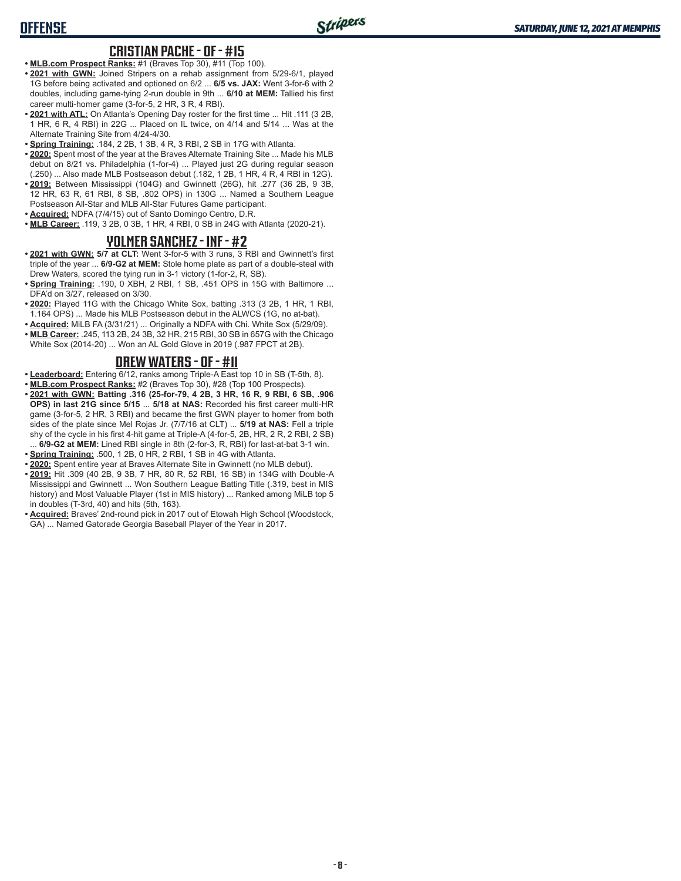## CRISTIAN PACHE - OF - #15

- **MLB.com Prospect Ranks:** #1 (Braves Top 30), #11 (Top 100).
- **2021 with GWN:** Joined Stripers on a rehab assignment from 5/29-6/1, played 1G before being activated and optioned on 6/2 ... **6/5 vs. JAX:** Went 3-for-6 with 2 doubles, including game-tying 2-run double in 9th ... **6/10 at MEM:** Tallied his first career multi-homer game (3-for-5, 2 HR, 3 R, 4 RBI).
- **2021 with ATL:** On Atlanta's Opening Day roster for the first time ... Hit .111 (3 2B, 1 HR, 6 R, 4 RBI) in 22G ... Placed on IL twice, on 4/14 and 5/14 ... Was at the Alternate Training Site from 4/24-4/30.
- **Spring Training:** .184, 2 2B, 1 3B, 4 R, 3 RBI, 2 SB in 17G with Atlanta.
- **2020:** Spent most of the year at the Braves Alternate Training Site ... Made his MLB debut on 8/21 vs. Philadelphia (1-for-4) ... Played just 2G during regular season (.250) ... Also made MLB Postseason debut (.182, 1 2B, 1 HR, 4 R, 4 RBI in 12G).
- **2019:** Between Mississippi (104G) and Gwinnett (26G), hit .277 (36 2B, 9 3B, 12 HR, 63 R, 61 RBI, 8 SB, .802 OPS) in 130G ... Named a Southern League Postseason All-Star and MLB All-Star Futures Game participant.
- **Acquired:** NDFA (7/4/15) out of Santo Domingo Centro, D.R.
- **MLB Career:** .119, 3 2B, 0 3B, 1 HR, 4 RBI, 0 SB in 24G with Atlanta (2020-21).

## YOLMER SANCHEZ - INF - #2

- **2021 with GWN: 5/7 at CLT:** Went 3-for-5 with 3 runs, 3 RBI and Gwinnett's first triple of the year ... **6/9-G2 at MEM:** Stole home plate as part of a double-steal with Drew Waters, scored the tying run in 3-1 victory (1-for-2, R, SB).
- **Spring Training:** .190, 0 XBH, 2 RBI, 1 SB, .451 OPS in 15G with Baltimore ... DFA'd on 3/27, released on 3/30.
- **2020:** Played 11G with the Chicago White Sox, batting .313 (3 2B, 1 HR, 1 RBI, 1.164 OPS) ... Made his MLB Postseason debut in the ALWCS (1G, no at-bat).
- **Acquired:** MiLB FA (3/31/21) ... Originally a NDFA with Chi. White Sox (5/29/09).
- **MLB Career:** .245, 113 2B, 24 3B, 32 HR, 215 RBI, 30 SB in 657G with the Chicago White Sox (2014-20) ... Won an AL Gold Glove in 2019 (.987 FPCT at 2B).

## DREW WATERS - OF - #11

- **Leaderboard:** Entering 6/12, ranks among Triple-A East top 10 in SB (T-5th, 8).
- **MLB.com Prospect Ranks:** #2 (Braves Top 30), #28 (Top 100 Prospects).
- **2021 with GWN: Batting .316 (25-for-79, 4 2B, 3 HR, 16 R, 9 RBI, 6 SB, .906 OPS) in last 21G since 5/15** ... **5/18 at NAS:** Recorded his first career multi-HR game (3-for-5, 2 HR, 3 RBI) and became the first GWN player to homer from both sides of the plate since Mel Rojas Jr. (7/7/16 at CLT) ... **5/19 at NAS:** Fell a triple shy of the cycle in his first 4-hit game at Triple-A (4-for-5, 2B, HR, 2 R, 2 RBI, 2 SB) ... **6/9-G2 at MEM:** Lined RBI single in 8th (2-for-3, R, RBI) for last-at-bat 3-1 win.
- **Spring Training:** .500, 1 2B, 0 HR, 2 RBI, 1 SB in 4G with Atlanta.
- **2020:** Spent entire year at Braves Alternate Site in Gwinnett (no MLB debut).
- **2019:** Hit .309 (40 2B, 9 3B, 7 HR, 80 R, 52 RBI, 16 SB) in 134G with Double-A Mississippi and Gwinnett ... Won Southern League Batting Title (.319, best in MIS history) and Most Valuable Player (1st in MIS history) ... Ranked among MiLB top 5 in doubles (T-3rd, 40) and hits (5th, 163).
- **Acquired:** Braves' 2nd-round pick in 2017 out of Etowah High School (Woodstock, GA) ... Named Gatorade Georgia Baseball Player of the Year in 2017.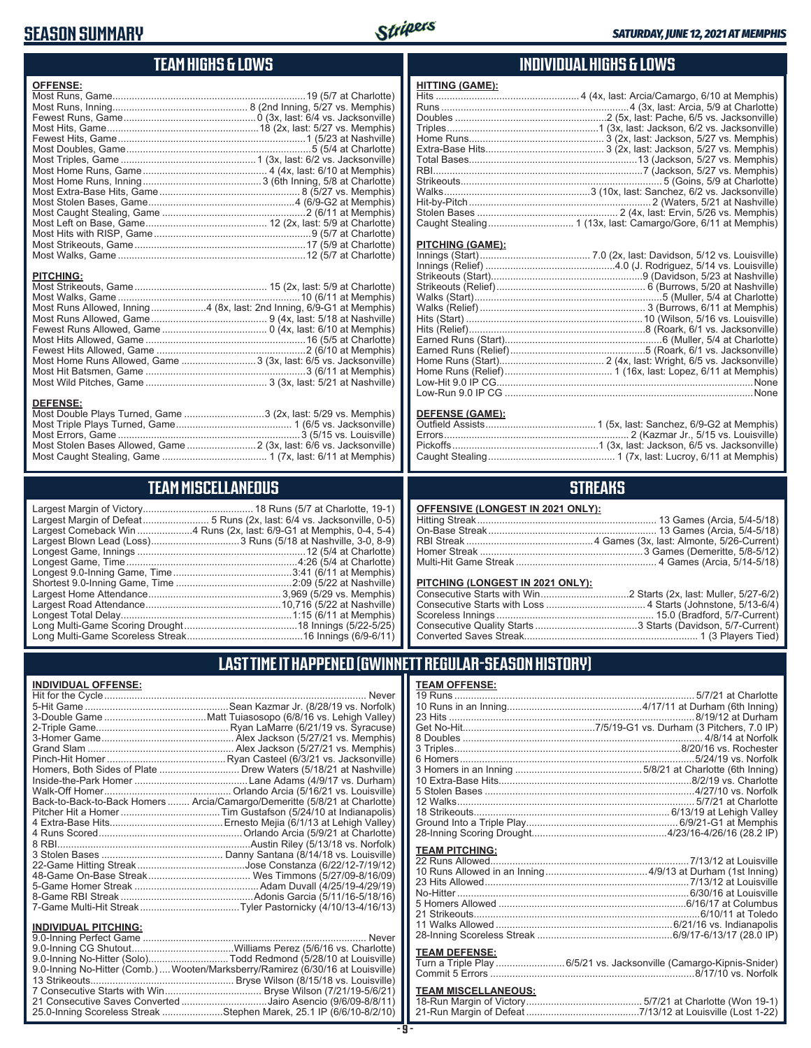# SEASON SUMMARY

*SATURDAY, JUNE 12, 2021 AT MEMPHIS*

## TEAM HIGHS & LOWS

**OFFENSE:**

| | |
|---|---|
| Most Runs, Game | 19 (5/7 at Charlotte) |
| Most Runs, Inning | 8 (2nd Inning, 5/27 vs. Memphis) |
| Fewest Runs, Game | 0 (3x, last: 6/4 vs. Jacksonville) |
| Most Hits, Game | 18 (2x, last: 5/27 vs. Memphis) |
| Fewest Hits, Game | 1 (5/23 at Nashville) |
| Most Doubles, Game | 5 (5/4 at Charlotte) |
| Most Triples, Game | 1 (3x, last: 6/2 vs. Jacksonville) |
| Most Home Runs, Game | 4 (4x, last: 6/10 at Memphis) |
| Most Home Runs, Inning | 3 (6th Inning, 5/8 at Charlotte) |
| Most Extra-Base Hits, Game | 8 (5/27 vs. Memphis) |
| Most Stolen Bases, Game | 4 (6/9-G2 at Memphis) |
| Most Caught Stealing, Game | 2 (6/11 at Memphis) |
| Most Left on Base, Game | 12 (2x, last: 5/9 at Charlotte) |
| Most Hits with RISP, Game | 9 (5/7 at Charlotte) |
| Most Strikeouts, Game | 17 (5/9 at Charlotte) |
| Most Walks, Game | 12 (5/7 at Charlotte) |

**PITCHING:**

| | |
|---|---|
| Most Strikeouts, Game | 15 (2x, last: 5/9 at Charlotte) |
| Most Walks, Game | 10 (6/11 at Memphis) |
| Most Runs Allowed, Inning | 4 (8x, last: 2nd Inning, 6/9-G1 at Memphis) |
| Most Runs Allowed, Game | 9 (4x, last: 5/18 at Nashville) |
| Fewest Runs Allowed, Game | 0 (4x, last: 6/10 at Memphis) |
| Most Hits Allowed, Game | 16 (5/5 at Charlotte) |
| Fewest Hits Allowed, Game | 2 (6/10 at Memphis) |
| Most Home Runs Allowed, Game | 3 (3x, last: 6/5 vs. Jacksonville) |
| Most Hit Batsmen, Game | 3 (6/11 at Memphis) |
| Most Wild Pitches, Game | 3 (3x, last: 5/21 at Nashville) |

**DEFENSE:**

| | |
|---|---|
| Most Double Plays Turned, Game | 3 (2x, last: 5/29 vs. Memphis) |
| Most Triple Plays Turned, Game | 1 (6/5 vs. Jacksonville) |
| Most Errors, Game | 3 (5/15 vs. Louisville) |
| Most Stolen Bases Allowed, Game | 2 (3x, last: 6/6 vs. Jacksonville) |
| Most Caught Stealing, Game | 1 (7x, last: 6/11 at Memphis) |

## INDIVIDUAL HIGHS & LOWS

**HITTING (GAME):**

| | |
|---|---|
| Hits | 4 (4x, last: Arcia/Camargo, 6/10 at Memphis) |
| Runs | 4 (3x, last: Arcia, 5/9 at Charlotte) |
| Doubles | 2 (5x, last: Pache, 6/5 vs. Jacksonville) |
| Triples | 1 (3x, last: Jackson, 6/2 vs. Jacksonville) |
| Home Runs | 3 (2x, last: Jackson, 5/27 vs. Memphis) |
| Extra-Base Hits | 3 (2x, last: Jackson, 5/27 vs. Memphis) |
| Total Bases | 13 (Jackson, 5/27 vs. Memphis) |
| RBI | 7 (Jackson, 5/27 vs. Memphis) |
| Strikeouts | 5 (Goins, 5/9 at Charlotte) |
| Walks | 3 (10x, last: Sanchez, 6/2 vs. Jacksonville) |
| Hit-by-Pitch | 2 (Waters, 5/21 at Nashville) |
| Stolen Bases | 2 (4x, last: Ervin, 5/26 vs. Memphis) |
| Caught Stealing | 1 (13x, last: Camargo/Gore, 6/11 at Memphis) |

**PITCHING (GAME):**

| | |
|---|---|
| Innings (Start) | 7.0 (2x, last: Davidson, 5/12 vs. Louisville) |
| Innings (Relief) | 4.0 (J. Rodriguez, 5/14 vs. Louisville) |
| Strikeouts (Start) | 9 (Davidson, 5/23 at Nashville) |
| Strikeouts (Relief) | 6 (Burrows, 5/20 at Nashville) |
| Walks (Start) | 5 (Muller, 5/4 at Charlotte) |
| Walks (Relief) | 3 (Burrows, 6/11 at Memphis) |
| Hits (Start) | 10 (Wilson, 5/16 vs. Louisville) |
| Hits (Relief) | 8 (Roark, 6/1 vs. Jacksonville) |
| Earned Runs (Start) | 6 (Muller, 5/4 at Charlotte) |
| Earned Runs (Relief) | 5 (Roark, 6/1 vs. Jacksonville) |
| Home Runs (Start) | 2 (4x, last: Wright, 6/5 vs. Jacksonville) |
| Home Runs (Relief) | 1 (16x, last: Lopez, 6/11 at Memphis) |
| Low-Hit 9.0 IP CG | None |
| Low-Run 9.0 IP CG | None |

**DEFENSE (GAME):**

| | |
|---|---|
| Outfield Assists | 1 (5x, last: Sanchez, 6/9-G2 at Memphis) |
| Errors | 2 (Kazmar Jr., 5/15 vs. Louisville) |
| Pickoffs | 1 (3x, last: Jackson, 6/5 vs. Jacksonville) |
| Caught Stealing | 1 (7x, last: Lucroy, 6/11 at Memphis) |

## TEAM MISCELLANEOUS

| | |
|---|---|
| Largest Margin of Victory | 18 Runs (5/7 at Charlotte, 19-1) |
| Largest Margin of Defeat | 5 Runs (2x, last: 6/4 vs. Jacksonville, 0-5) |
| Largest Comeback Win | 4 Runs (2x, last: 6/9-G1 at Memphis, 0-4, 5-4) |
| Largest Blown Lead (Loss) | 3 Runs (5/18 at Nashville, 3-0, 8-9) |
| Longest Game, Innings | 12 (5/4 at Charlotte) |
| Longest Game, Time | 4:26 (5/4 at Charlotte) |
| Longest 9.0-Inning Game, Time | 3:41 (6/11 at Memphis) |
| Shortest 9.0-Inning Game, Time | 2:09 (5/22 at Nashville) |
| Largest Home Attendance | 3,969 (5/29 vs. Memphis) |
| Largest Road Attendance | 10,716 (5/22 at Nashville) |
| Longest Total Delay | 1:15 (6/11 at Memphis) |
| Long Multi-Game Scoring Drought | 18 Innings (5/22-5/25) |
| Long Multi-Game Scoreless Streak | 16 Innings (6/9-6/11) |

## STREAKS

**OFFENSIVE (LONGEST IN 2021 ONLY):**

| | |
|---|---|
| Hitting Streak | 13 Games (Arcia, 5/4-5/18) |
| On-Base Streak | 13 Games (Arcia, 5/4-5/18) |
| RBI Streak | 4 Games (3x, last: Almonte, 5/26-Current) |
| Homer Streak | 3 Games (Demeritte, 5/8-5/12) |
| Multi-Hit Game Streak | 4 Games (Arcia, 5/14-5/18) |

**PITCHING (LONGEST IN 2021 ONLY):**

| | |
|---|---|
| Consecutive Starts with Win | 2 Starts (2x, last: Muller, 5/27-6/2) |
| Consecutive Starts with Loss | 4 Starts (Johnstone, 5/13-6/4) |
| Scoreless Innings | 15.0 (Bradford, 5/7-Current) |
| Consecutive Quality Starts | 3 Starts (Davidson, 5/7-Current) |
| Converted Saves Streak | 1 (3 Players Tied) |

## LAST TIME IT HAPPENED (GWINNETT REGULAR-SEASON HISTORY)

**INDIVIDUAL OFFENSE:**

| | |
|---|---|
| Hit for the Cycle | Never |
| 5-Hit Game | Sean Kazmar Jr. (8/28/19 vs. Norfolk) |
| 3-Double Game | Matt Tuiasosopo (6/8/16 vs. Lehigh Valley) |
| 2-Triple Game | Ryan LaMarre (6/21/19 vs. Syracuse) |
| 3-Homer Game | Alex Jackson (5/27/21 vs. Memphis) |
| Grand Slam | Alex Jackson (5/27/21 vs. Memphis) |
| Pinch-Hit Homer | Ryan Casteel (6/3/21 vs. Jacksonville) |
| Homers, Both Sides of Plate | Drew Waters (5/18/21 at Nashville) |
| Inside-the-Park Homer | Lane Adams (4/9/17 vs. Durham) |
| Walk-Off Homer | Orlando Arcia (5/16/21 vs. Louisville) |
| Back-to-Back-to-Back Homers | Arcia/Camargo/Demeritte (5/8/21 at Charlotte) |
| Pitcher Hit a Homer | Tim Gustafson (5/24/10 at Indianapolis) |
| 4 Extra-Base Hits | Ernesto Mejia (6/1/13 at Lehigh Valley) |
| 4 Runs Scored | Orlando Arcia (5/9/21 at Charlotte) |
| 8 RBI | Austin Riley (5/13/18 vs. Norfolk) |
| 3 Stolen Bases | Danny Santana (8/14/18 vs. Louisville) |
| 22-Game Hitting Streak | Jose Constanza (6/22/12-7/19/12) |
| 48-Game On-Base Streak | Wes Timmons (5/27/09-8/16/09) |
| 5-Game Homer Streak | Adam Duvall (4/25/19-4/29/19) |
| 8-Game RBI Streak | Adonis Garcia (5/11/16-5/18/16) |
| 7-Game Multi-Hit Streak | Tyler Pastornicky (4/10/13-4/16/13) |

**INDIVIDUAL PITCHING:**

| | |
|---|---|
| 9.0-Inning Perfect Game | Never |
| 9.0-Inning CG Shutout | Williams Perez (5/6/16 vs. Charlotte) |
| 9.0-Inning No-Hitter (Solo) | Todd Redmond (5/28/10 at Louisville) |
| 9.0-Inning No-Hitter (Comb.) | Wooten/Marksberry/Ramirez (6/30/16 at Louisville) |
| 13 Strikeouts | Bryse Wilson (8/15/18 vs. Louisville) |
| 7 Consecutive Starts with Win | Bryse Wilson (7/21/19-5/6/21) |
| 21 Consecutive Saves Converted | Jairo Asencio (9/6/09-8/8/11) |
| 25.0-Inning Scoreless Streak | Stephen Marek, 25.1 IP (6/6/10-8/2/10) |

**TEAM OFFENSE:**

| | |
|---|---|
| 19 Runs | 5/7/21 at Charlotte |
| 10 Runs in an Inning | 4/17/11 at Durham (6th Inning) |
| 23 Hits | 8/19/12 at Durham |
| Get No-Hit | 7/5/19-G1 vs. Durham (3 Pitchers, 7.0 IP) |
| 8 Doubles | 4/8/14 at Norfolk |
| 3 Triples | 8/20/16 vs. Rochester |
| 6 Homers | 5/24/19 vs. Norfolk |
| 3 Homers in an Inning | 5/8/21 at Charlotte (6th Inning) |
| 10 Extra-Base Hits | 8/2/19 vs. Charlotte |
| 5 Stolen Bases | 4/27/10 vs. Norfolk |
| 12 Walks | 5/7/21 at Charlotte |
| 18 Strikeouts | 6/13/19 at Lehigh Valley |
| Ground Into a Triple Play | 6/9/21-G1 at Memphis |
| 28-Inning Scoring Drought | 4/23/16-4/26/16 (28.2 IP) |

**TEAM PITCHING:**

| | |
|---|---|
| 22 Runs Allowed | 7/13/12 at Louisville |
| 10 Runs Allowed in an Inning | 4/9/13 at Durham (1st Inning) |
| 23 Hits Allowed | 7/13/12 at Louisville |
| No-Hitter | 6/30/16 at Louisville |
| 5 Homers Allowed | 6/16/17 at Columbus |
| 21 Strikeouts | 6/10/11 at Toledo |
| 11 Walks Allowed | 6/21/16 vs. Indianapolis |
| 28-Inning Scoreless Streak | 6/9/17-6/13/17 (28.0 IP) |

**TEAM DEFENSE:**

| | |
|---|---|
| Turn a Triple Play | 6/5/21 vs. Jacksonville (Camargo-Kipnis-Snider) |
| Commit 5 Errors | 8/17/10 vs. Norfolk |

**TEAM MISCELLANEOUS:**

| | |
|---|---|
| 18-Run Margin of Victory | 5/7/21 at Charlotte (Won 19-1) |
| 21-Run Margin of Defeat | 7/13/12 at Louisville (Lost 1-22) |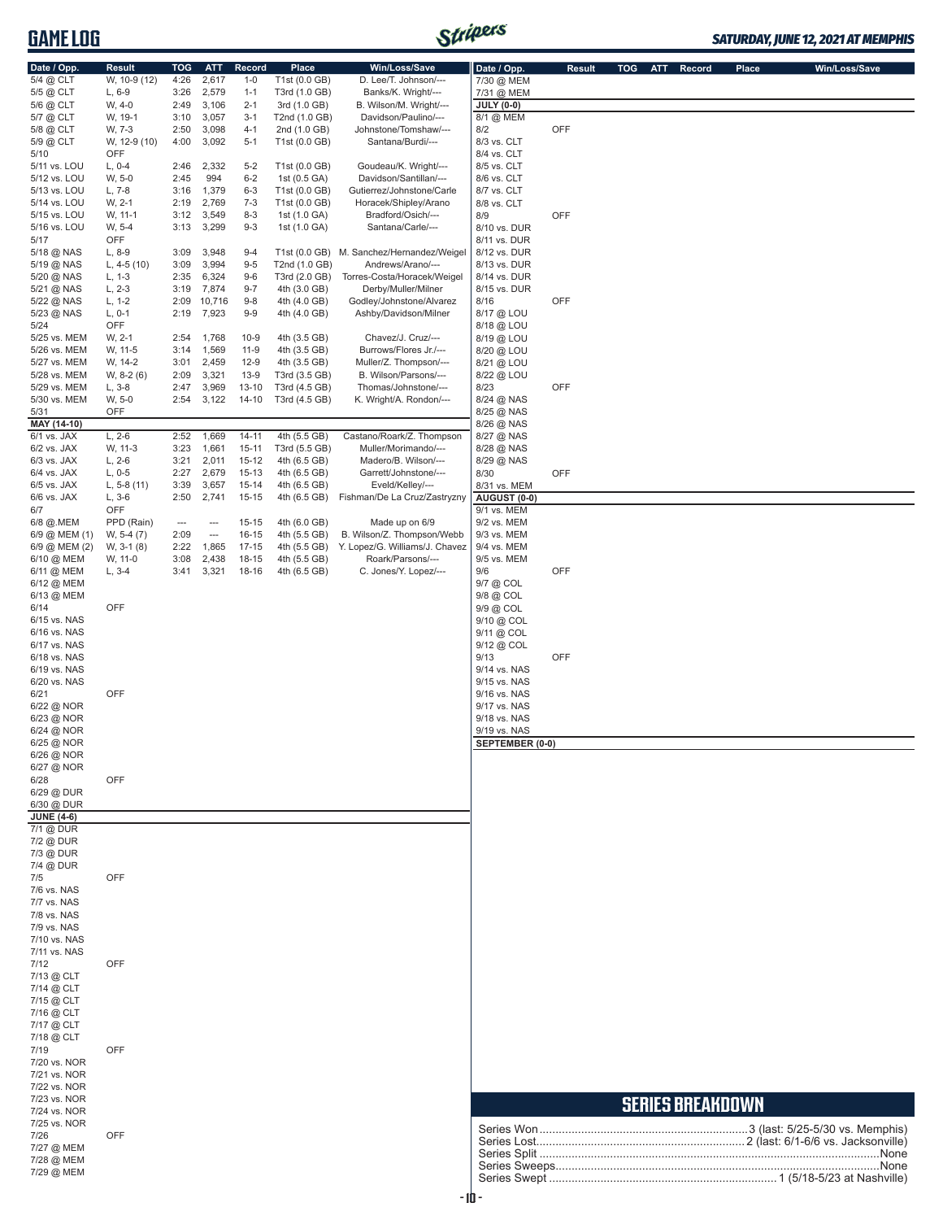# GAME LOG

*SATURDAY, JUNE 12, 2021 AT MEMPHIS*

| Date / Opp. | Result | TOG | ATT | Record | Place | Win/Loss/Save |
|---|---|---|---|---|---|---|
| 5/4 @ CLT | W, 10-9 (12) | 4:26 | 2,617 | 1-0 | T1st (0.0 GB) | D. Lee/T. Johnson/--- |
| 5/5 @ CLT | L, 6-9 | 3:26 | 2,579 | 1-1 | T3rd (1.0 GB) | Banks/K. Wright/--- |
| 5/6 @ CLT | W, 4-0 | 2:49 | 3,106 | 2-1 | 3rd (1.0 GB) | B. Wilson/M. Wright/--- |
| 5/7 @ CLT | W, 19-1 | 3:10 | 3,057 | 3-1 | T2nd (1.0 GB) | Davidson/Paulino/--- |
| 5/8 @ CLT | W, 7-3 | 2:50 | 3,098 | 4-1 | 2nd (1.0 GB) | Johnstone/Tomshaw/--- |
| 5/9 @ CLT | W, 12-9 (10) | 4:00 | 3,092 | 5-1 | T1st (0.0 GB) | Santana/Burdi/--- |
| 5/10 | OFF | | | | | |
| 5/11 vs. LOU | L, 0-4 | 2:46 | 2,332 | 5-2 | T1st (0.0 GB) | Goudeau/K. Wright/--- |
| 5/12 vs. LOU | W, 5-0 | 2:45 | 994 | 6-2 | 1st (0.5 GA) | Davidson/Santillan/--- |
| 5/13 vs. LOU | L, 7-8 | 3:16 | 1,379 | 6-3 | T1st (0.0 GB) | Gutierrez/Johnstone/Carle |
| 5/14 vs. LOU | W, 2-1 | 2:19 | 2,769 | 7-3 | T1st (0.0 GB) | Horacek/Shipley/Arano |
| 5/15 vs. LOU | W, 11-1 | 3:12 | 3,549 | 8-3 | 1st (1.0 GA) | Bradford/Osich/--- |
| 5/16 vs. LOU | W, 5-4 | 3:13 | 3,299 | 9-3 | 1st (1.0 GA) | Santana/Carle/--- |
| 5/17 | OFF | | | | | |
| 5/18 @ NAS | L, 8-9 | 3:09 | 3,948 | 9-4 | T1st (0.0 GB) | M. Sanchez/Hernandez/Weigel |
| 5/19 @ NAS | L, 4-5 (10) | 3:09 | 3,994 | 9-5 | T2nd (1.0 GB) | Andrews/Arano/--- |
| 5/20 @ NAS | L, 1-3 | 2:35 | 6,324 | 9-6 | T3rd (2.0 GB) | Torres-Costa/Horacek/Weigel |
| 5/21 @ NAS | L, 2-3 | 3:19 | 7,874 | 9-7 | 4th (3.0 GB) | Derby/Muller/Milner |
| 5/22 @ NAS | L, 1-2 | 2:09 | 10,716 | 9-8 | 4th (4.0 GB) | Godley/Johnstone/Alvarez |
| 5/23 @ NAS | L, 0-1 | 2:19 | 7,923 | 9-9 | 4th (4.0 GB) | Ashby/Davidson/Milner |
| 5/24 | OFF | | | | | |
| 5/25 vs. MEM | W, 2-1 | 2:54 | 1,768 | 10-9 | 4th (3.5 GB) | Chavez/J. Cruz/--- |
| 5/26 vs. MEM | W, 11-5 | 3:14 | 1,569 | 11-9 | 4th (3.5 GB) | Burrows/Flores Jr./--- |
| 5/27 vs. MEM | W, 14-2 | 3:01 | 2,459 | 12-9 | 4th (3.5 GB) | Muller/Z. Thompson/--- |
| 5/28 vs. MEM | W, 8-2 (6) | 2:09 | 3,321 | 13-9 | T3rd (3.5 GB) | B. Wilson/Parsons/--- |
| 5/29 vs. MEM | L, 3-8 | 2:47 | 3,969 | 13-10 | T3rd (4.5 GB) | Thomas/Johnstone/--- |
| 5/30 vs. MEM | W, 5-0 | 2:54 | 3,122 | 14-10 | T3rd (4.5 GB) | K. Wright/A. Rondon/--- |
| 5/31 | OFF | | | | | |
| **MAY (14-10)** | | | | | | |
| 6/1 vs. JAX | L, 2-6 | 2:52 | 1,669 | 14-11 | 4th (5.5 GB) | Castano/Roark/Z. Thompson |
| 6/2 vs. JAX | W, 11-3 | 3:23 | 1,661 | 15-11 | T3rd (5.5 GB) | Muller/Morimando/--- |
| 6/3 vs. JAX | L, 2-6 | 3:21 | 2,011 | 15-12 | 4th (6.5 GB) | Madero/B. Wilson/--- |
| 6/4 vs. JAX | L, 0-5 | 2:27 | 2,679 | 15-13 | 4th (6.5 GB) | Garrett/Johnstone/--- |
| 6/5 vs. JAX | L, 5-8 (11) | 3:39 | 3,657 | 15-14 | 4th (6.5 GB) | Eveld/Kelley/--- |
| 6/6 vs. JAX | L, 3-6 | 2:50 | 2,741 | 15-15 | 4th (6.5 GB) | Fishman/De La Cruz/Zastryzny |
| 6/7 | OFF | | | | | |
| 6/8 @ MEM | PPD (Rain) | --- | --- | 15-15 | 4th (6.0 GB) | Made up on 6/9 |
| 6/9 @ MEM (1) | W, 5-4 (7) | 2:09 | --- | 16-15 | 4th (5.5 GB) | B. Wilson/Z. Thompson/Webb |
| 6/9 @ MEM (2) | W, 3-1 (8) | 2:22 | 1,865 | 17-15 | 4th (5.5 GB) | Y. Lopez/G. Williams/J. Chavez |
| 6/10 @ MEM | W, 11-0 | 3:08 | 2,438 | 18-15 | 4th (5.5 GB) | Roark/Parsons/--- |
| 6/11 @ MEM | L, 3-4 | 3:41 | 3,321 | 18-16 | 4th (6.5 GB) | C. Jones/Y. Lopez/--- |
| 6/12 @ MEM | | | | | | |
| 6/13 @ MEM | | | | | | |
| 6/14 | OFF | | | | | |
| 6/15 vs. NAS | | | | | | |
| 6/16 vs. NAS | | | | | | |
| 6/17 vs. NAS | | | | | | |
| 6/18 vs. NAS | | | | | | |
| 6/19 vs. NAS | | | | | | |
| 6/20 vs. NAS | | | | | | |
| 6/21 | OFF | | | | | |
| 6/22 @ NOR | | | | | | |
| 6/23 @ NOR | | | | | | |
| 6/24 @ NOR | | | | | | |
| 6/25 @ NOR | | | | | | |
| 6/26 @ NOR | | | | | | |
| 6/27 @ NOR | | | | | | |
| 6/28 | OFF | | | | | |
| 6/29 @ DUR | | | | | | |
| 6/30 @ DUR | | | | | | |
| **JUNE (4-6)** | | | | | | |
| 7/1 @ DUR | | | | | | |
| 7/2 @ DUR | | | | | | |
| 7/3 @ DUR | | | | | | |
| 7/4 @ DUR | | | | | | |
| 7/5 | OFF | | | | | |
| 7/6 vs. NAS | | | | | | |
| 7/7 vs. NAS | | | | | | |
| 7/8 vs. NAS | | | | | | |
| 7/9 vs. NAS | | | | | | |
| 7/10 vs. NAS | | | | | | |
| 7/11 vs. NAS | | | | | | |
| 7/12 | OFF | | | | | |
| 7/13 @ CLT | | | | | | |
| 7/14 @ CLT | | | | | | |
| 7/15 @ CLT | | | | | | |
| 7/16 @ CLT | | | | | | |
| 7/17 @ CLT | | | | | | |
| 7/18 @ CLT | | | | | | |
| 7/19 | OFF | | | | | |
| 7/20 vs. NOR | | | | | | |
| 7/21 vs. NOR | | | | | | |
| 7/22 vs. NOR | | | | | | |
| 7/23 vs. NOR | | | | | | |
| 7/24 vs. NOR | | | | | | |
| 7/25 vs. NOR | | | | | | |
| 7/26 | OFF | | | | | |
| 7/27 @ MEM | | | | | | |
| 7/28 @ MEM | | | | | | |
| 7/29 @ MEM | | | | | | |
| 7/30 @ MEM | | | | | | |
| 7/31 @ MEM | | | | | | |
| **JULY (0-0)** | | | | | | |
| 8/1 @ MEM | | | | | | |
| 8/2 | OFF | | | | | |
| 8/3 vs. CLT | | | | | | |
| 8/4 vs. CLT | | | | | | |
| 8/5 vs. CLT | | | | | | |
| 8/6 vs. CLT | | | | | | |
| 8/7 vs. CLT | | | | | | |
| 8/8 vs. CLT | | | | | | |
| 8/9 | OFF | | | | | |
| 8/10 vs. DUR | | | | | | |
| 8/11 vs. DUR | | | | | | |
| 8/12 vs. DUR | | | | | | |
| 8/13 vs. DUR | | | | | | |
| 8/14 vs. DUR | | | | | | |
| 8/15 vs. DUR | | | | | | |
| 8/16 | OFF | | | | | |
| 8/17 @ LOU | | | | | | |
| 8/18 @ LOU | | | | | | |
| 8/19 @ LOU | | | | | | |
| 8/20 @ LOU | | | | | | |
| 8/21 @ LOU | | | | | | |
| 8/22 @ LOU | | | | | | |
| 8/23 | OFF | | | | | |
| 8/24 @ NAS | | | | | | |
| 8/25 @ NAS | | | | | | |
| 8/26 @ NAS | | | | | | |
| 8/27 @ NAS | | | | | | |
| 8/28 @ NAS | | | | | | |
| 8/29 @ NAS | | | | | | |
| 8/30 | OFF | | | | | |
| 8/31 vs. MEM | | | | | | |
| **AUGUST (0-0)** | | | | | | |
| 9/1 vs. MEM | | | | | | |
| 9/2 vs. MEM | | | | | | |
| 9/3 vs. MEM | | | | | | |
| 9/4 vs. MEM | | | | | | |
| 9/5 vs. MEM | | | | | | |
| 9/6 | OFF | | | | | |
| 9/7 @ COL | | | | | | |
| 9/8 @ COL | | | | | | |
| 9/9 @ COL | | | | | | |
| 9/10 @ COL | | | | | | |
| 9/11 @ COL | | | | | | |
| 9/12 @ COL | | | | | | |
| 9/13 | OFF | | | | | |
| 9/14 vs. NAS | | | | | | |
| 9/15 vs. NAS | | | | | | |
| 9/16 vs. NAS | | | | | | |
| 9/17 vs. NAS | | | | | | |
| 9/18 vs. NAS | | | | | | |
| 9/19 vs. NAS | | | | | | |
| **SEPTEMBER (0-0)** | | | | | | |

## SERIES BREAKDOWN

Series Won....................3 (last: 5/25-5/30 vs. Memphis)
Series Lost....................2 (last: 6/1-6/6 vs. Jacksonville)
Series Split....................None
Series Sweeps....................None
Series Swept....................1 (5/18-5/23 at Nashville)